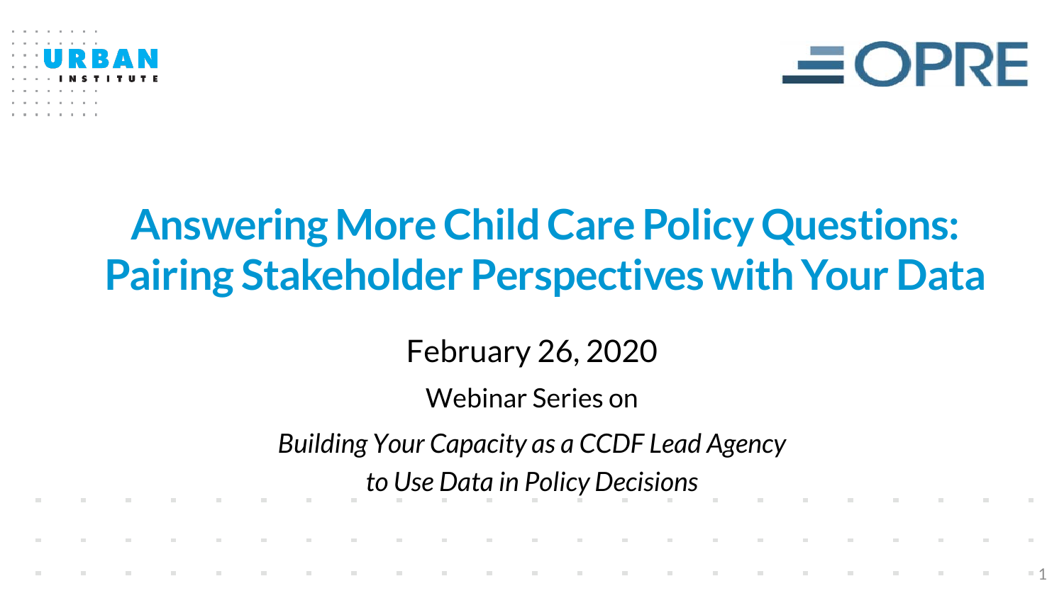URBAN INSTITUTE

OPRE

# Answering More Child Care Policy Questions: Pairing Stakeholder Perspectives with Your Data

February 26, 2020

Webinar Series on

*Building Your Capacity as a CCDF Lead Agency to Use Data in Policy Decisions*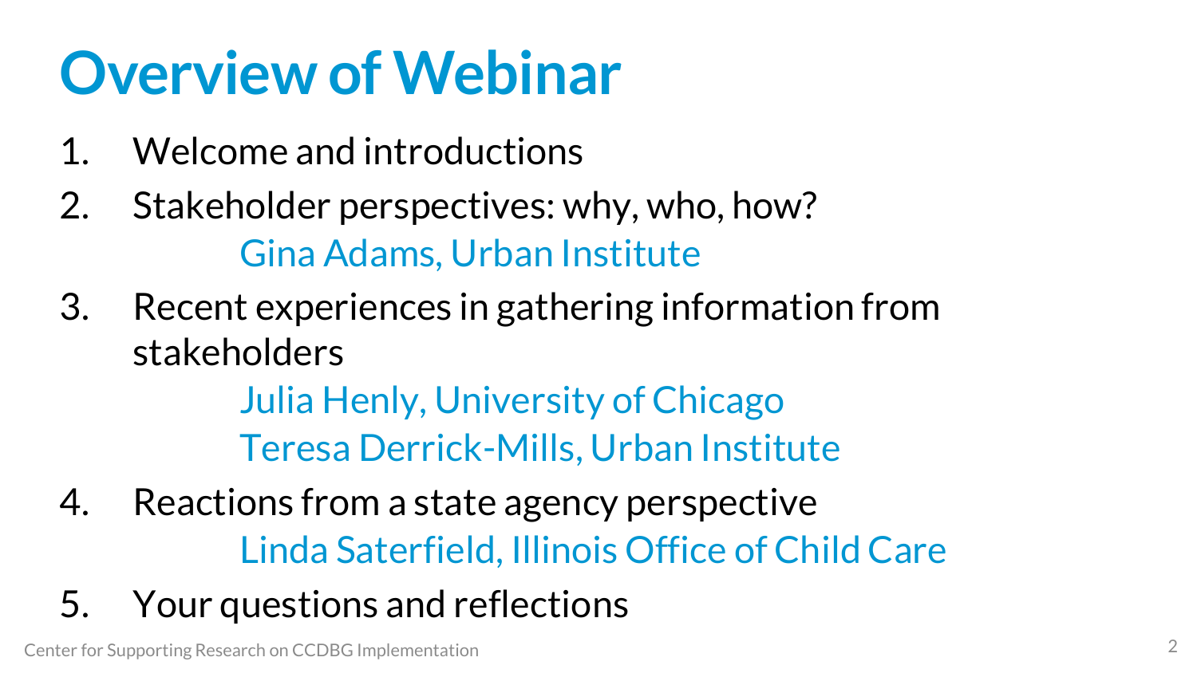# Overview of Webinar

1. Welcome and introductions
2. Stakeholder perspectives: why, who, how?
   Gina Adams, Urban Institute
3. Recent experiences in gathering information from stakeholders
   Julia Henly, University of Chicago
   Teresa Derrick-Mills, Urban Institute
4. Reactions from a state agency perspective
   Linda Saterfield, Illinois Office of Child Care
5. Your questions and reflections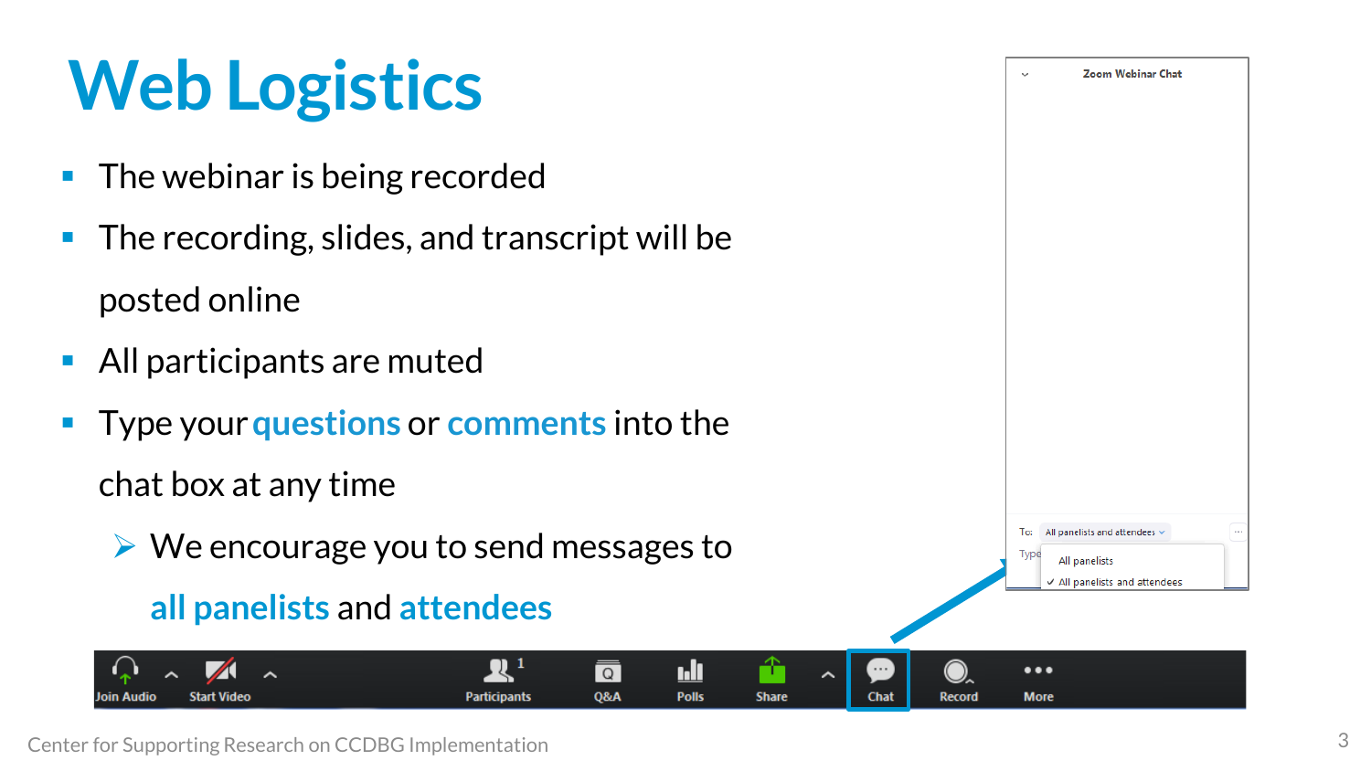# Web Logistics

- The webinar is being recorded
- The recording, slides, and transcript will be posted online
- All participants are muted
- Type your **questions** or **comments** into the chat box at any time
  - We encourage you to send messages to **all panelists** and **attendees**

Zoom Webinar Chat

To: All panelists and attendees

All panelists

✓ All panelists and attendees

Join Audio | Start Video | Participants | Q&A | Polls | Share | Chat | Record | More

Center for Supporting Research on CCDBG Implementation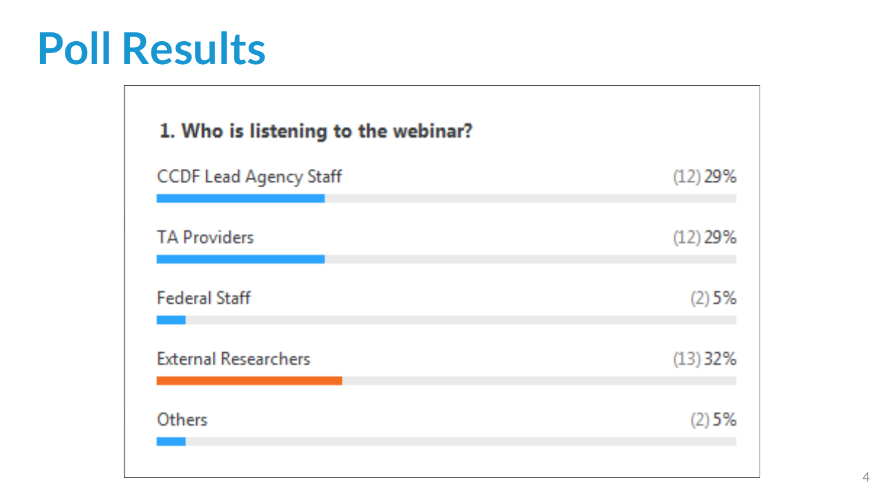# Poll Results

**1. Who is listening to the webinar?**

| Response | Count | Percent |
| --- | --- | --- |
| CCDF Lead Agency Staff | (12) | 29% |
| TA Providers | (12) | 29% |
| Federal Staff | (2) | 5% |
| External Researchers | (13) | 32% |
| Others | (2) | 5% |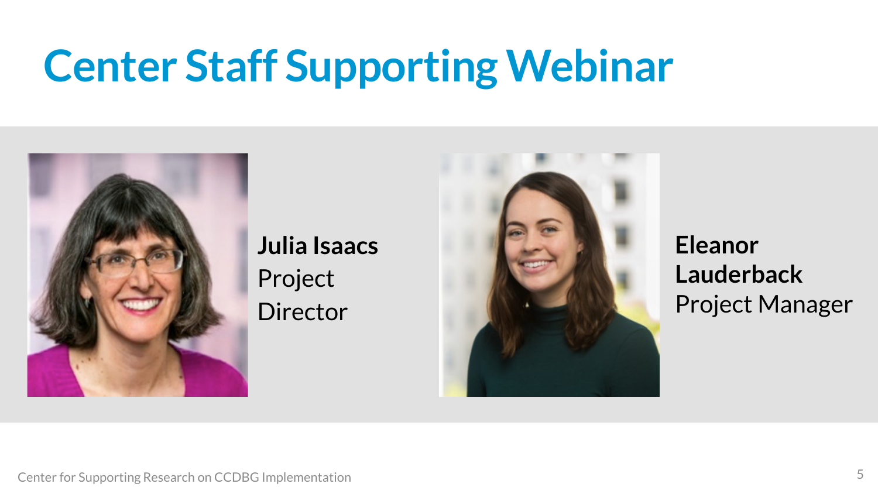# Center Staff Supporting Webinar

**Julia Isaacs**
Project Director

**Eleanor Lauderback**
Project Manager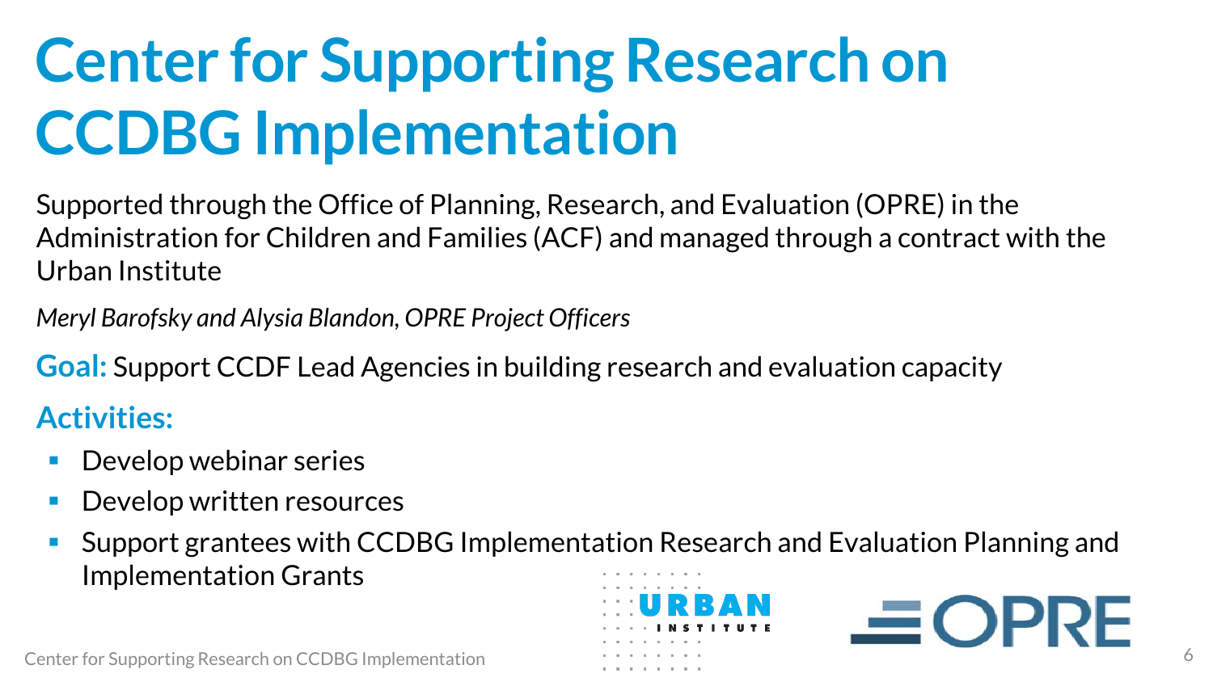# Center for Supporting Research on CCDBG Implementation

Supported through the Office of Planning, Research, and Evaluation (OPRE) in the Administration for Children and Families (ACF) and managed through a contract with the Urban Institute

*Meryl Barofsky and Alysia Blandon, OPRE Project Officers*

**Goal:** Support CCDF Lead Agencies in building research and evaluation capacity

**Activities:**

- Develop webinar series
- Develop written resources
- Support grantees with CCDBG Implementation Research and Evaluation Planning and Implementation Grants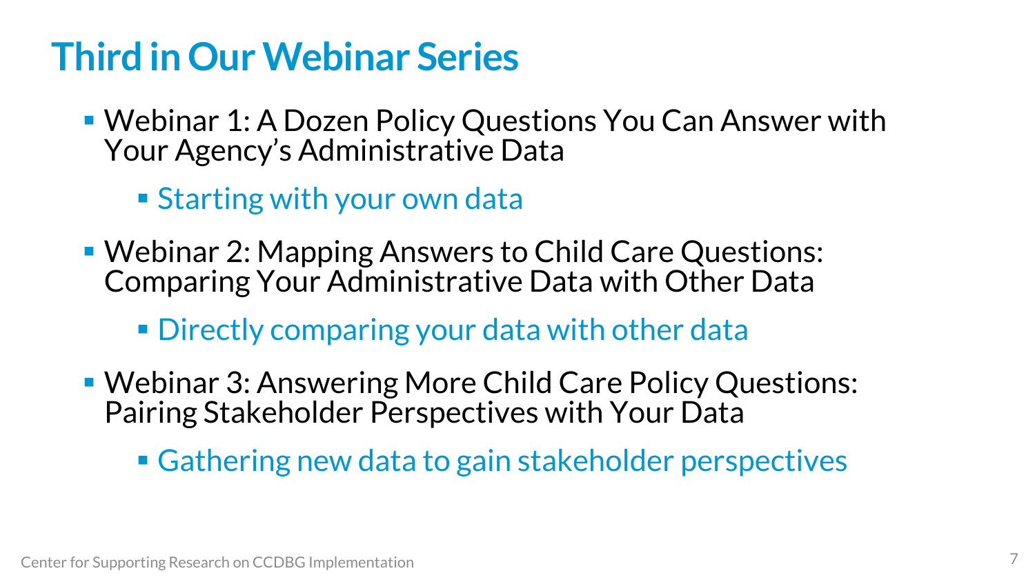# Third in Our Webinar Series

- Webinar 1: A Dozen Policy Questions You Can Answer with Your Agency's Administrative Data
  - Starting with your own data
- Webinar 2: Mapping Answers to Child Care Questions: Comparing Your Administrative Data with Other Data
  - Directly comparing your data with other data
- Webinar 3: Answering More Child Care Policy Questions: Pairing Stakeholder Perspectives with Your Data
  - Gathering new data to gain stakeholder perspectives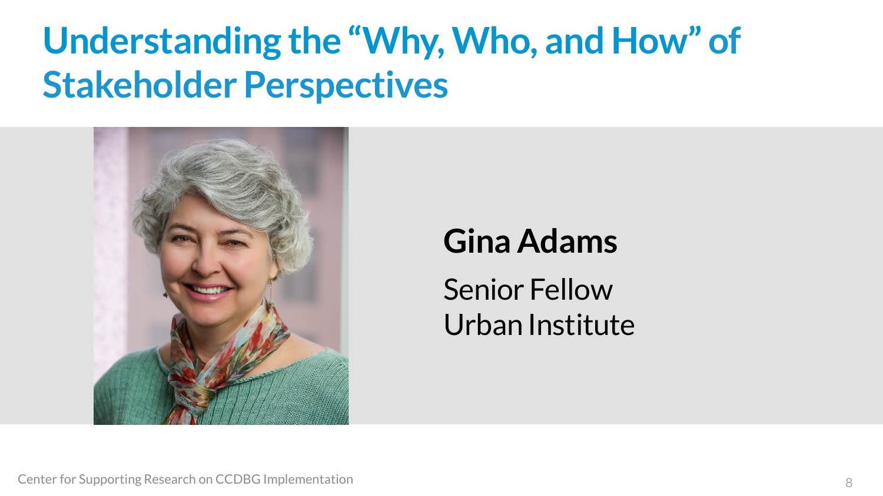# Understanding the "Why, Who, and How" of Stakeholder Perspectives

**Gina Adams**

Senior Fellow
Urban Institute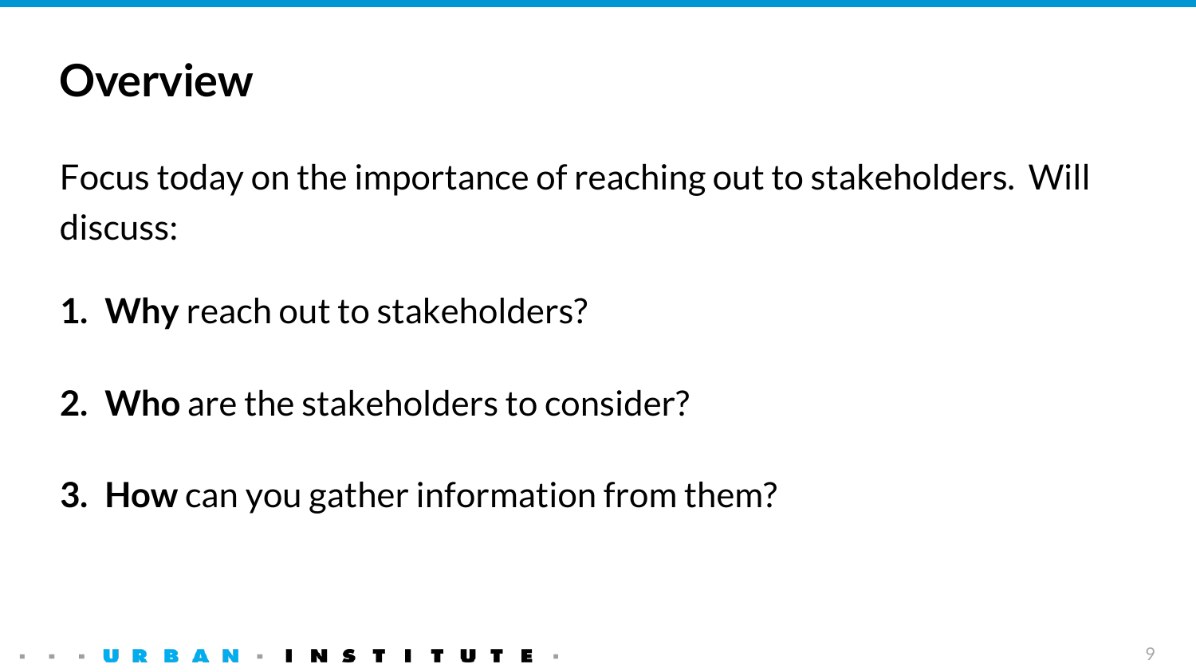# Overview

Focus today on the importance of reaching out to stakeholders. Will discuss:

1. **Why** reach out to stakeholders?
2. **Who** are the stakeholders to consider?
3. **How** can you gather information from them?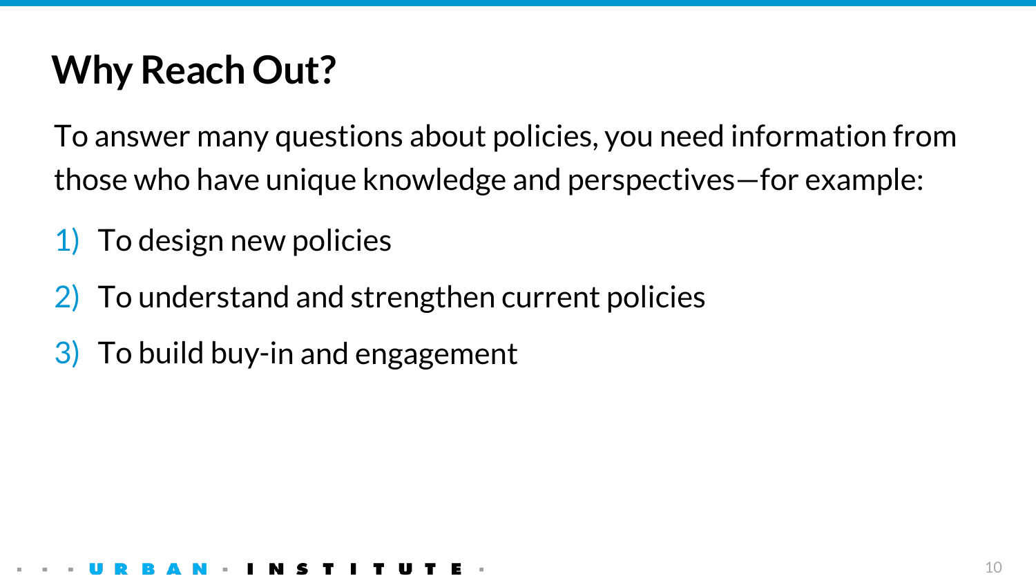# Why Reach Out?

To answer many questions about policies, you need information from those who have unique knowledge and perspectives—for example:

1) To design new policies
2) To understand and strengthen current policies
3) To build buy-in and engagement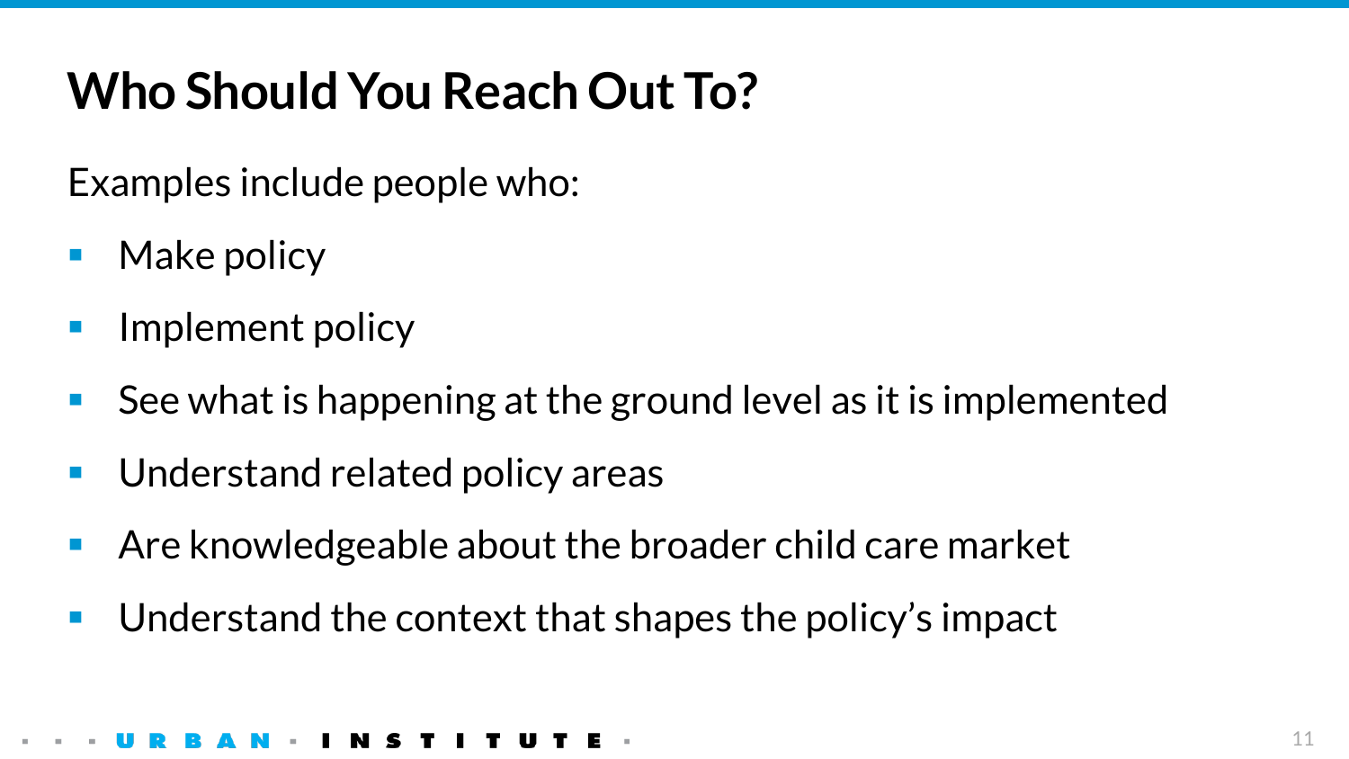# Who Should You Reach Out To?

Examples include people who:

- Make policy
- Implement policy
- See what is happening at the ground level as it is implemented
- Understand related policy areas
- Are knowledgeable about the broader child care market
- Understand the context that shapes the policy's impact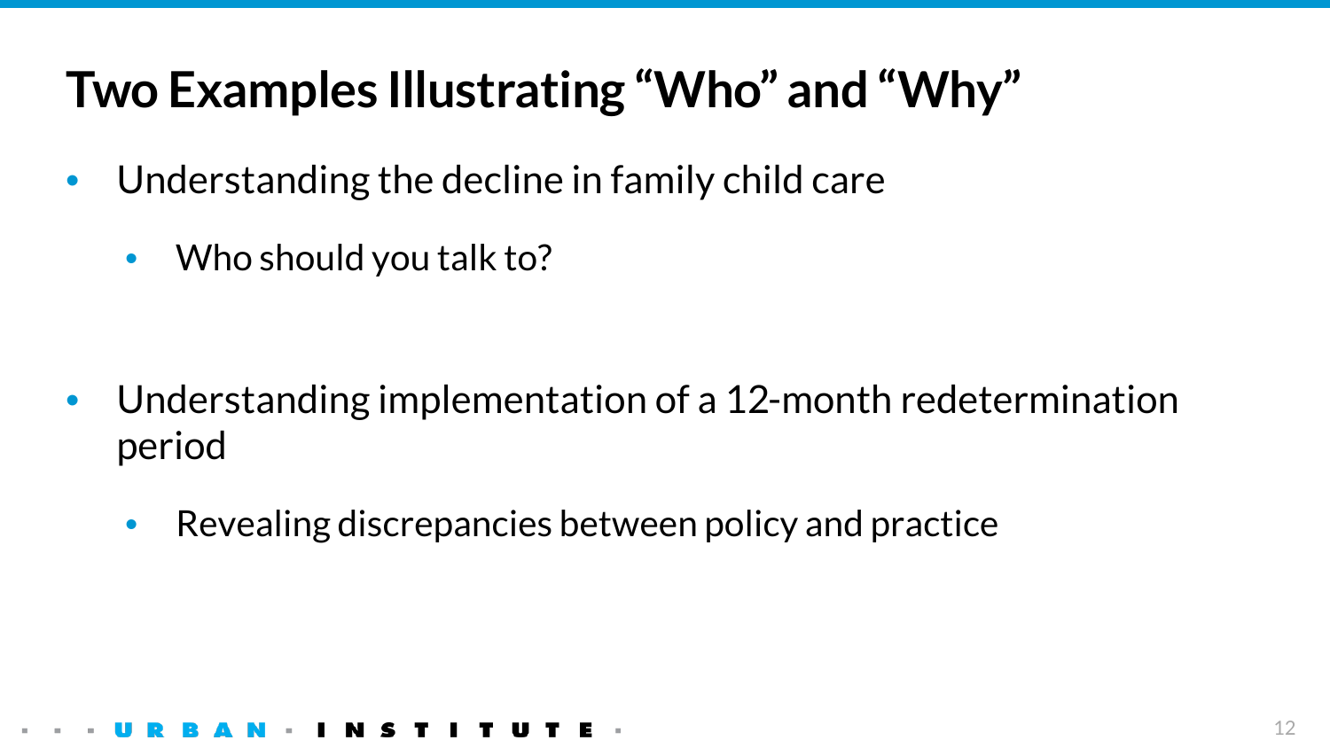# Two Examples Illustrating "Who" and "Why"

- Understanding the decline in family child care
  - Who should you talk to?
- Understanding implementation of a 12-month redetermination period
  - Revealing discrepancies between policy and practice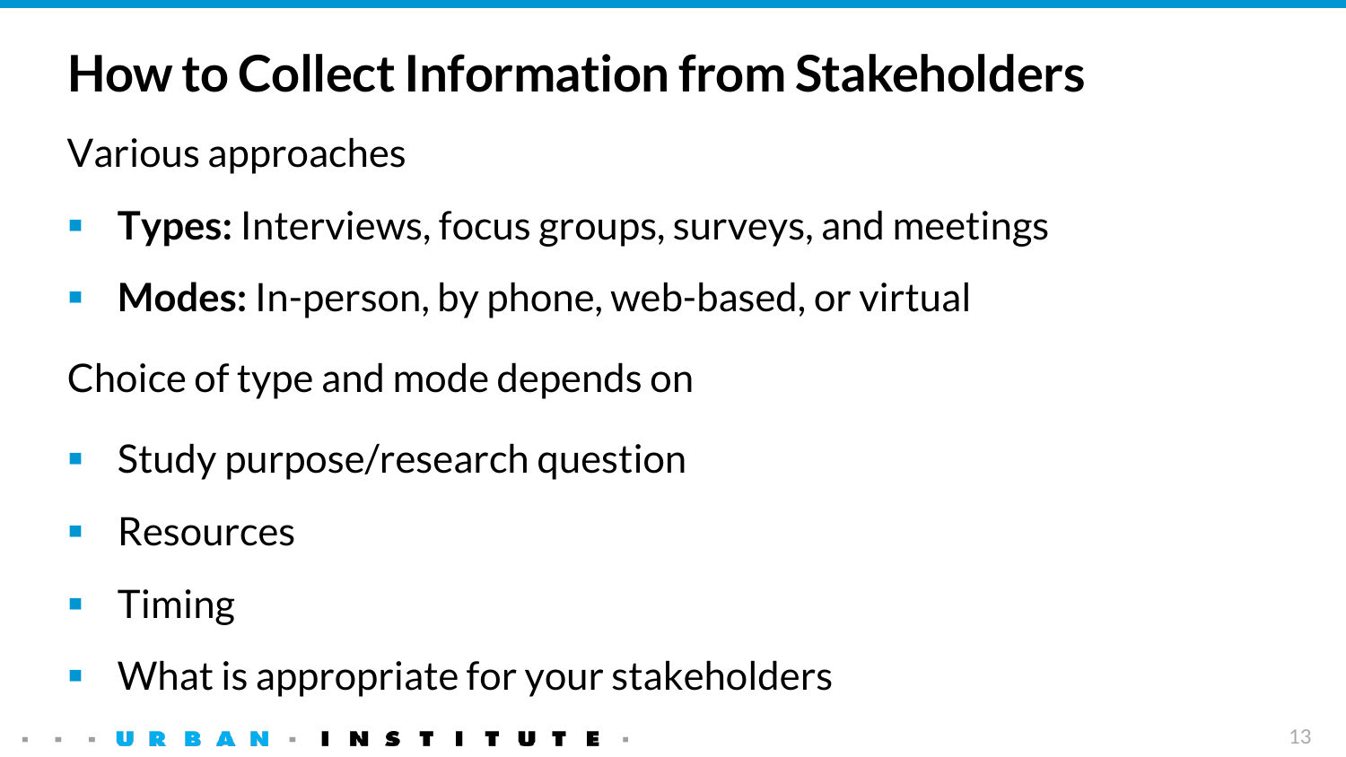# How to Collect Information from Stakeholders

Various approaches

- **Types:** Interviews, focus groups, surveys, and meetings
- **Modes:** In-person, by phone, web-based, or virtual

Choice of type and mode depends on

- Study purpose/research question
- Resources
- Timing
- What is appropriate for your stakeholders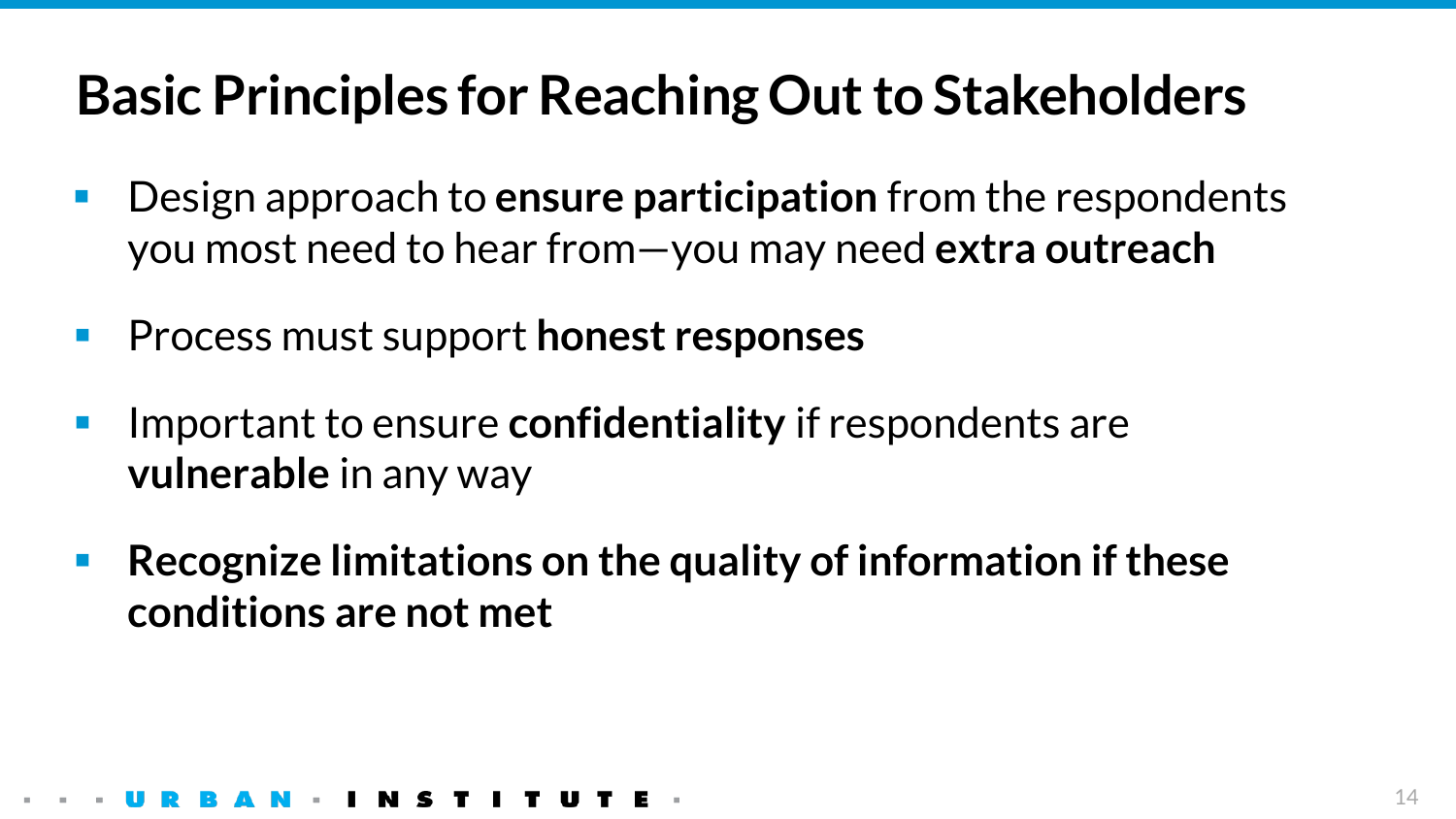# Basic Principles for Reaching Out to Stakeholders

- Design approach to **ensure participation** from the respondents you most need to hear from—you may need **extra outreach**
- Process must support **honest responses**
- Important to ensure **confidentiality** if respondents are **vulnerable** in any way
- **Recognize limitations on the quality of information if these conditions are not met**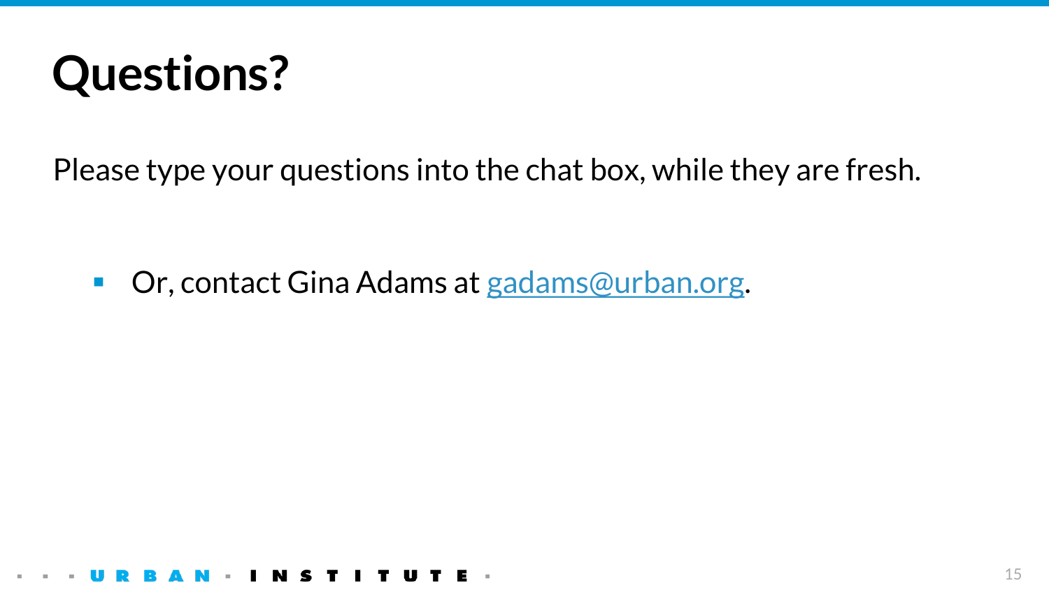# Questions?

Please type your questions into the chat box, while they are fresh.

- Or, contact Gina Adams at gadams@urban.org.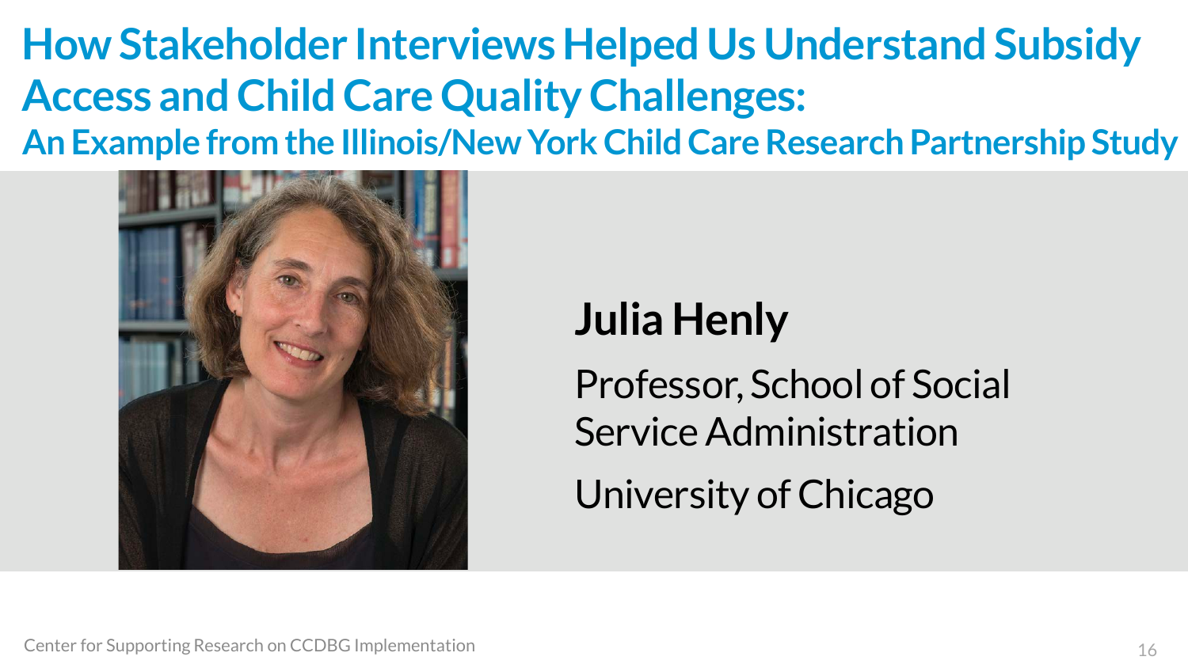# How Stakeholder Interviews Helped Us Understand Subsidy Access and Child Care Quality Challenges:

## An Example from the Illinois/New York Child Care Research Partnership Study

**Julia Henly**

Professor, School of Social Service Administration

University of Chicago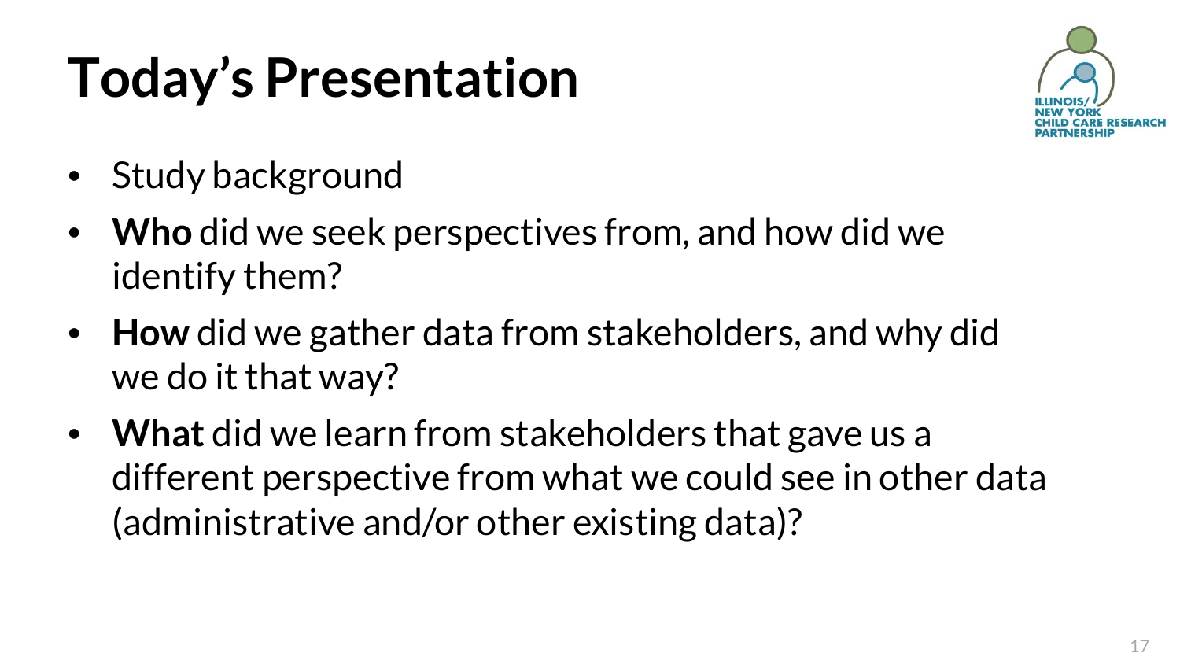# Today's Presentation

- Study background
- **Who** did we seek perspectives from, and how did we identify them?
- **How** did we gather data from stakeholders, and why did we do it that way?
- **What** did we learn from stakeholders that gave us a different perspective from what we could see in other data (administrative and/or other existing data)?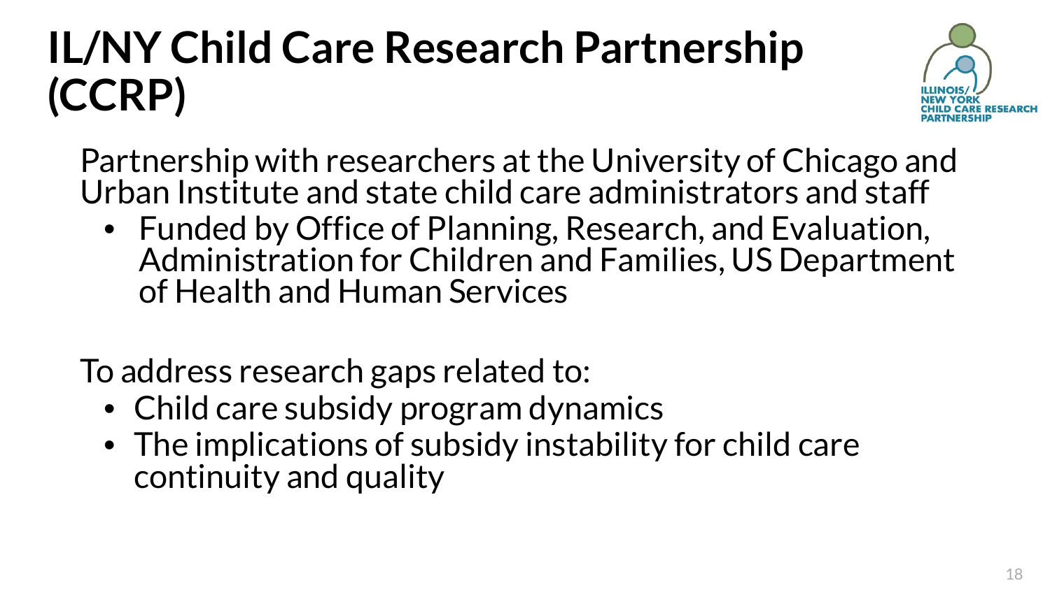# IL/NY Child Care Research Partnership (CCRP)

Partnership with researchers at the University of Chicago and Urban Institute and state child care administrators and staff

- Funded by Office of Planning, Research, and Evaluation, Administration for Children and Families, US Department of Health and Human Services

To address research gaps related to:

- Child care subsidy program dynamics
- The implications of subsidy instability for child care continuity and quality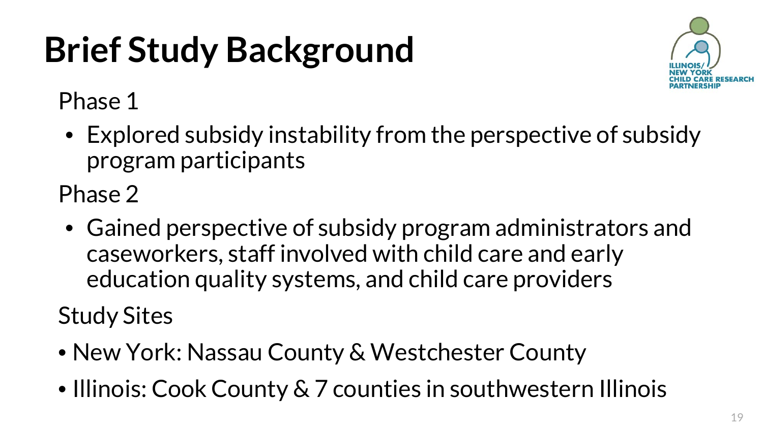# Brief Study Background

Phase 1

- Explored subsidy instability from the perspective of subsidy program participants

Phase 2

- Gained perspective of subsidy program administrators and caseworkers, staff involved with child care and early education quality systems, and child care providers

Study Sites

- New York: Nassau County & Westchester County
- Illinois: Cook County & 7 counties in southwestern Illinois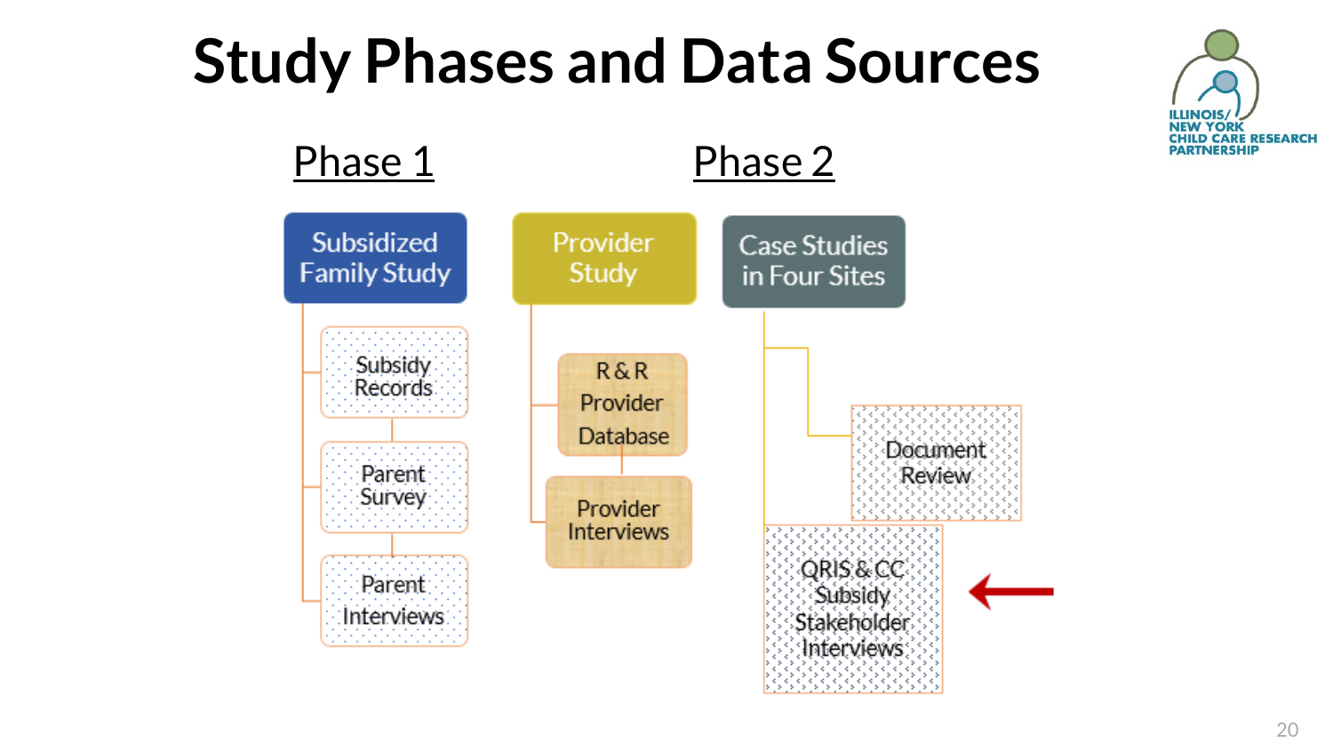# Study Phases and Data Sources

ILLINOIS/NEW YORK CHILD CARE RESEARCH PARTNERSHIP

## Phase 1

**Subsidized Family Study**

- Subsidy Records
- Parent Survey
- Parent Interviews

## Phase 2

**Provider Study**

- R & R Provider Database
- Provider Interviews

**Case Studies in Four Sites**

- Document Review
- QRIS & CC Subsidy Stakeholder Interviews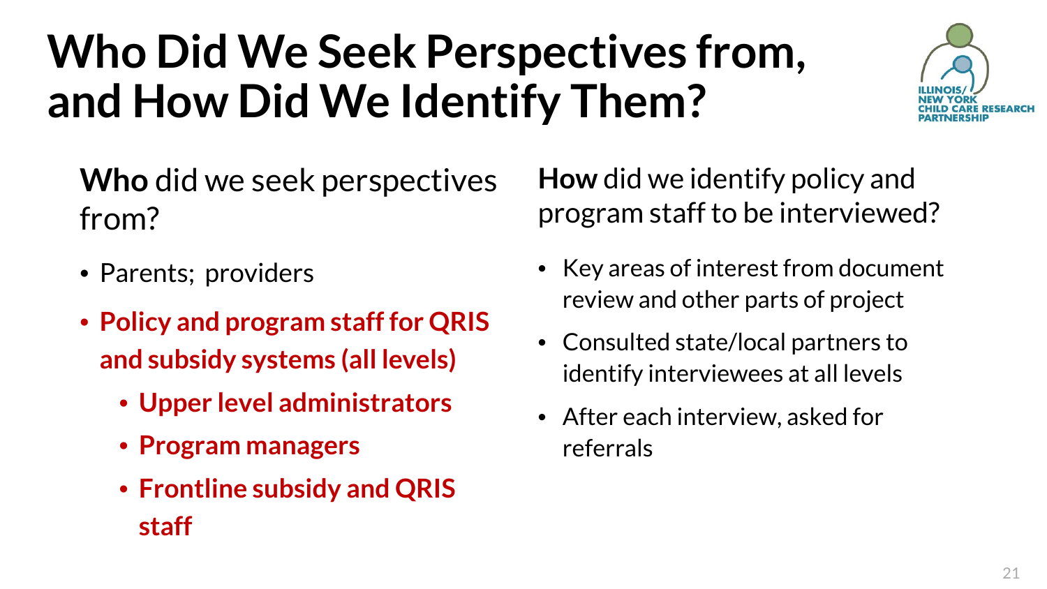# Who Did We Seek Perspectives from, and How Did We Identify Them?

ILLINOIS/ NEW YORK CHILD CARE RESEARCH PARTNERSHIP

**Who** did we seek perspectives from?

- Parents; providers
- **Policy and program staff for QRIS and subsidy systems (all levels)**
  - **Upper level administrators**
  - **Program managers**
  - **Frontline subsidy and QRIS staff**

**How** did we identify policy and program staff to be interviewed?

- Key areas of interest from document review and other parts of project
- Consulted state/local partners to identify interviewees at all levels
- After each interview, asked for referrals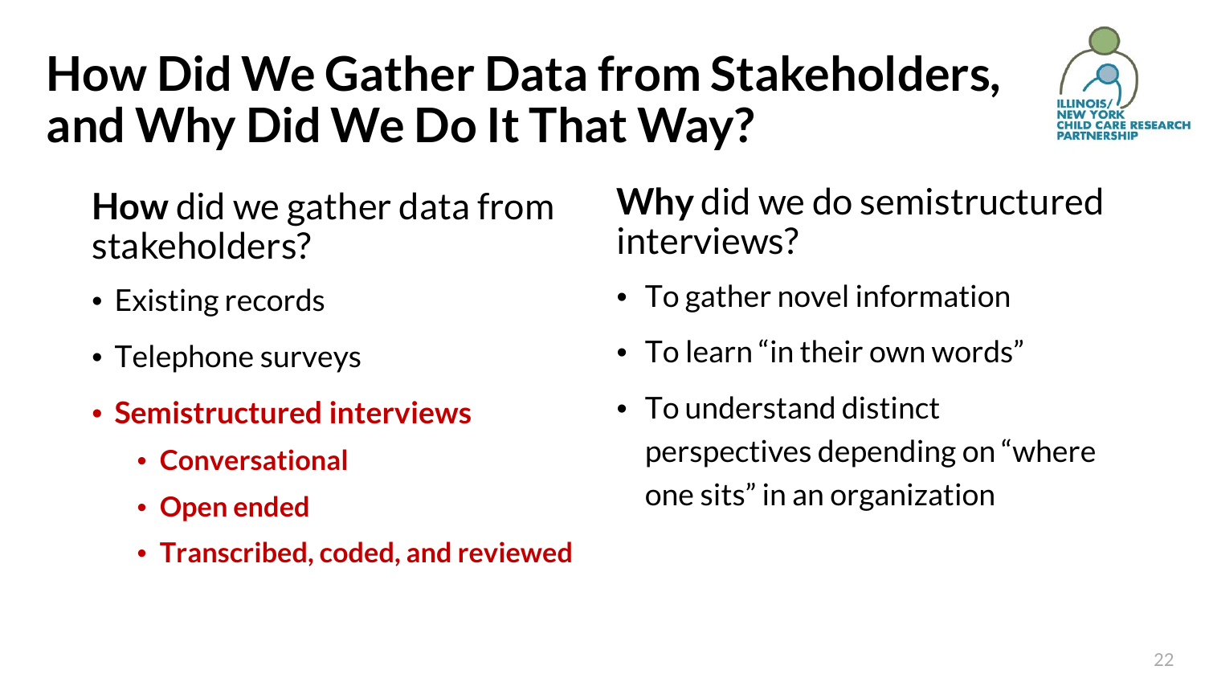# How Did We Gather Data from Stakeholders, and Why Did We Do It That Way?

ILLINOIS/ NEW YORK CHILD CARE RESEARCH PARTNERSHIP

**How** did we gather data from stakeholders?

- Existing records
- Telephone surveys
- **Semistructured interviews**
  - **Conversational**
  - **Open ended**
  - **Transcribed, coded, and reviewed**

**Why** did we do semistructured interviews?

- To gather novel information
- To learn "in their own words"
- To understand distinct perspectives depending on "where one sits" in an organization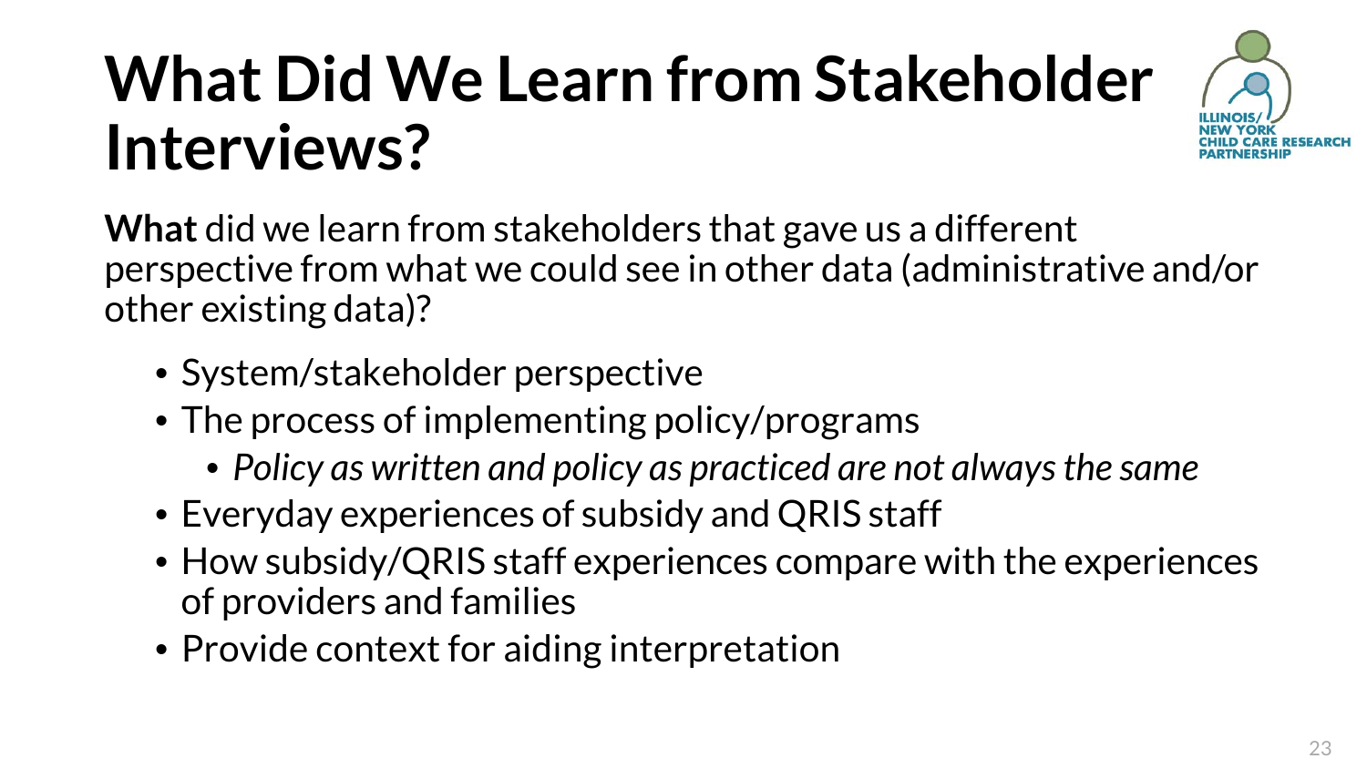# What Did We Learn from Stakeholder Interviews?

**What** did we learn from stakeholders that gave us a different perspective from what we could see in other data (administrative and/or other existing data)?

- System/stakeholder perspective
- The process of implementing policy/programs
  - *Policy as written and policy as practiced are not always the same*
- Everyday experiences of subsidy and QRIS staff
- How subsidy/QRIS staff experiences compare with the experiences of providers and families
- Provide context for aiding interpretation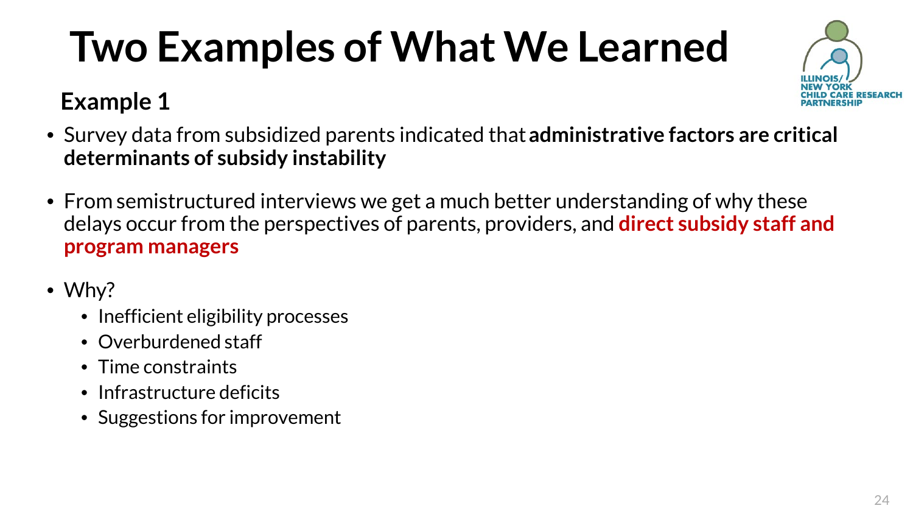# Two Examples of What We Learned

ILLINOIS/NEW YORK CHILD CARE RESEARCH PARTNERSHIP

## Example 1

- Survey data from subsidized parents indicated that **administrative factors are critical determinants of subsidy instability**
- From semistructured interviews we get a much better understanding of why these delays occur from the perspectives of parents, providers, and **direct subsidy staff and program managers**
- Why?
  - Inefficient eligibility processes
  - Overburdened staff
  - Time constraints
  - Infrastructure deficits
  - Suggestions for improvement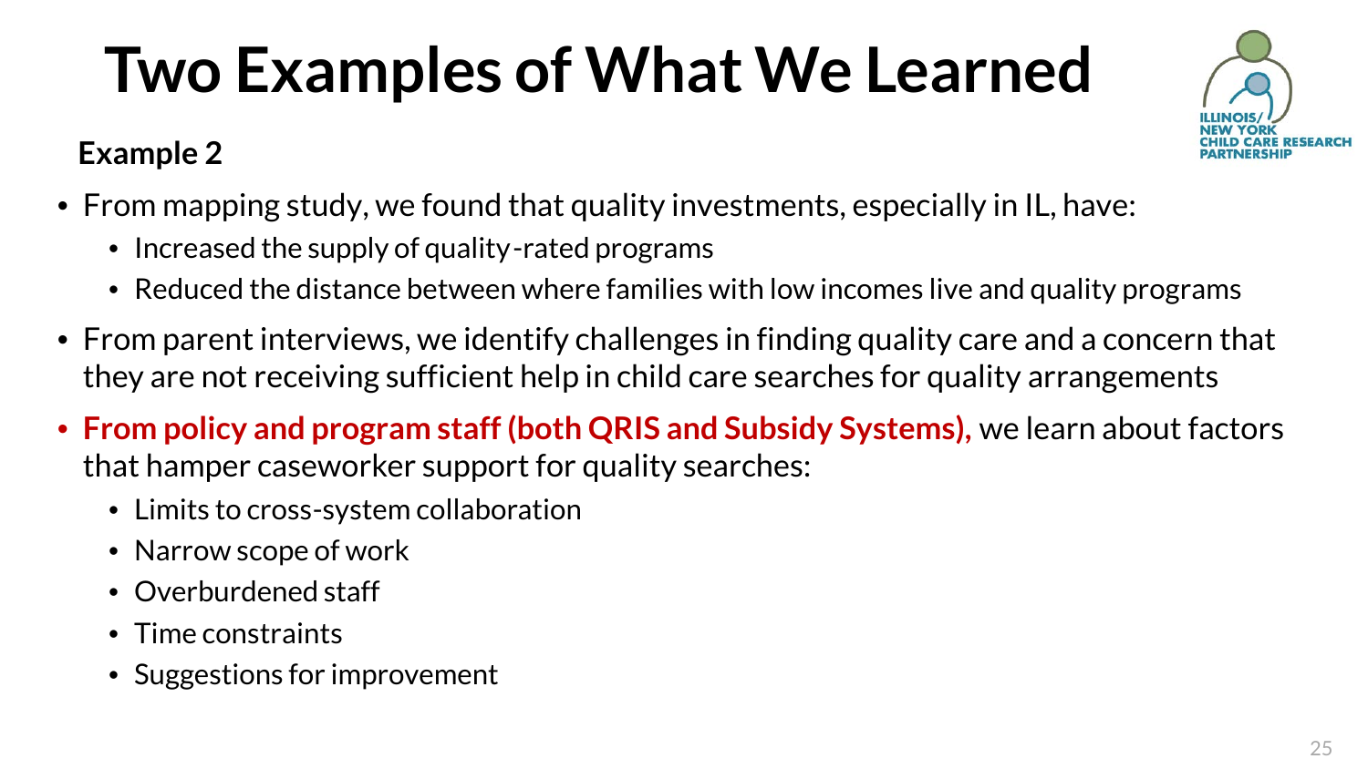# Two Examples of What We Learned

ILLINOIS/ NEW YORK CHILD CARE RESEARCH PARTNERSHIP

**Example 2**

- From mapping study, we found that quality investments, especially in IL, have:
  - Increased the supply of quality-rated programs
  - Reduced the distance between where families with low incomes live and quality programs
- From parent interviews, we identify challenges in finding quality care and a concern that they are not receiving sufficient help in child care searches for quality arrangements
- **From policy and program staff (both QRIS and Subsidy Systems),** we learn about factors that hamper caseworker support for quality searches:
  - Limits to cross-system collaboration
  - Narrow scope of work
  - Overburdened staff
  - Time constraints
  - Suggestions for improvement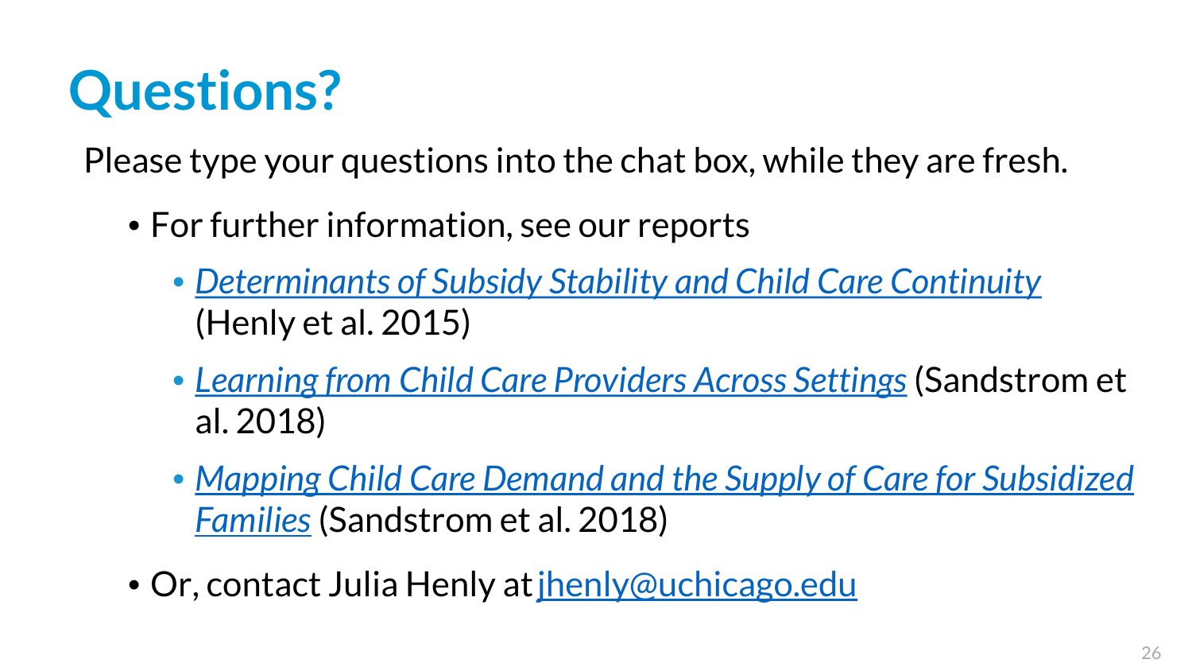# Questions?

Please type your questions into the chat box, while they are fresh.

- For further information, see our reports
  - *Determinants of Subsidy Stability and Child Care Continuity* (Henly et al. 2015)
  - *Learning from Child Care Providers Across Settings* (Sandstrom et al. 2018)
  - *Mapping Child Care Demand and the Supply of Care for Subsidized Families* (Sandstrom et al. 2018)
- Or, contact Julia Henly at jhenly@uchicago.edu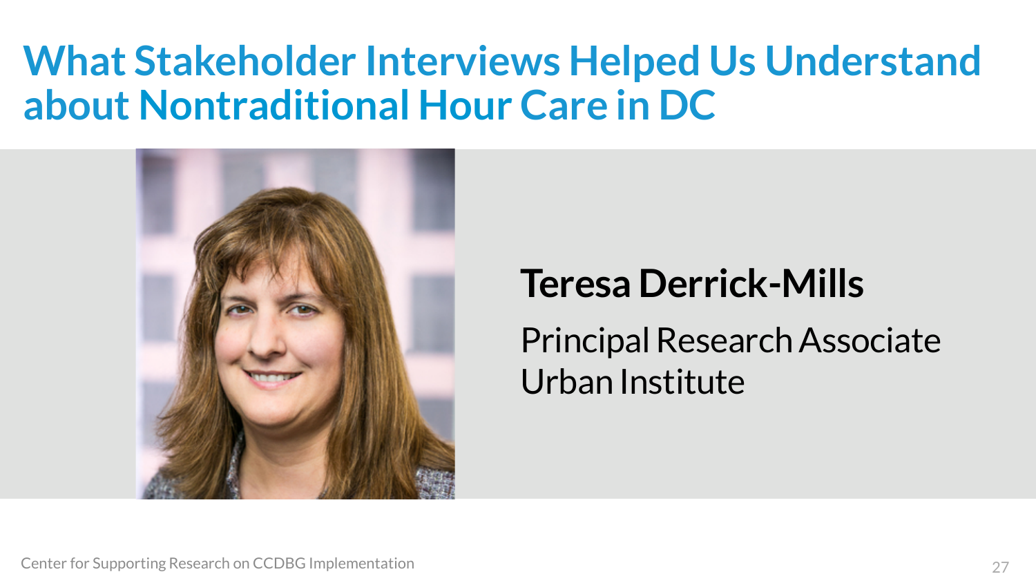# What Stakeholder Interviews Helped Us Understand about Nontraditional Hour Care in DC

**Teresa Derrick-Mills**

Principal Research Associate
Urban Institute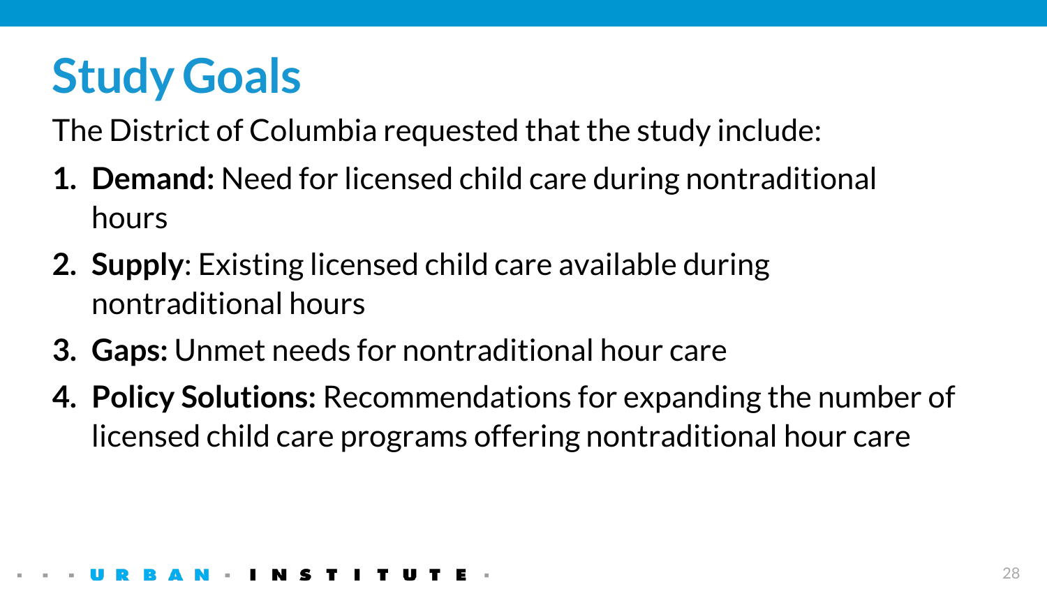# Study Goals

The District of Columbia requested that the study include:

1. **Demand:** Need for licensed child care during nontraditional hours
2. **Supply**: Existing licensed child care available during nontraditional hours
3. **Gaps:** Unmet needs for nontraditional hour care
4. **Policy Solutions:** Recommendations for expanding the number of licensed child care programs offering nontraditional hour care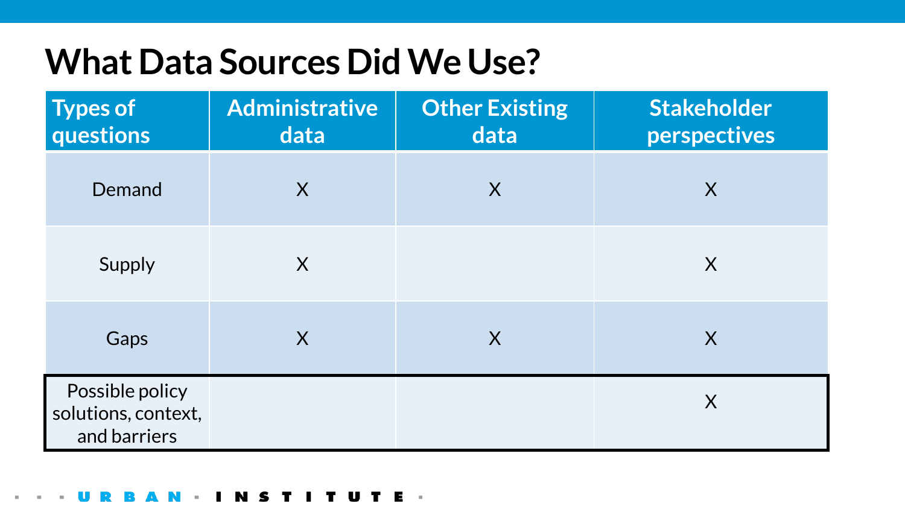# What Data Sources Did We Use?

| Types of questions | Administrative data | Other Existing data | Stakeholder perspectives |
| --- | --- | --- | --- |
| Demand | X | X | X |
| Supply | X | | X |
| Gaps | X | X | X |
| Possible policy solutions, context, and barriers | | | X |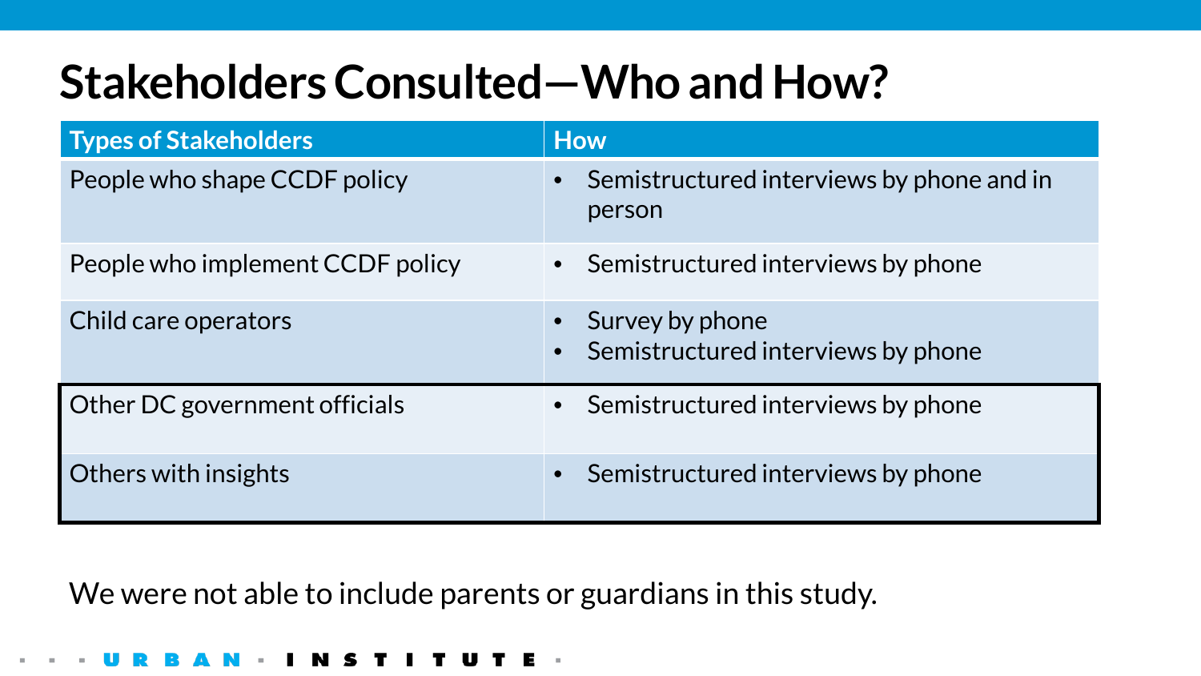# Stakeholders Consulted—Who and How?

| Types of Stakeholders | How |
|---|---|
| People who shape CCDF policy | • Semistructured interviews by phone and in person |
| People who implement CCDF policy | • Semistructured interviews by phone |
| Child care operators | • Survey by phone<br>• Semistructured interviews by phone |
| Other DC government officials | • Semistructured interviews by phone |
| Others with insights | • Semistructured interviews by phone |

We were not able to include parents or guardians in this study.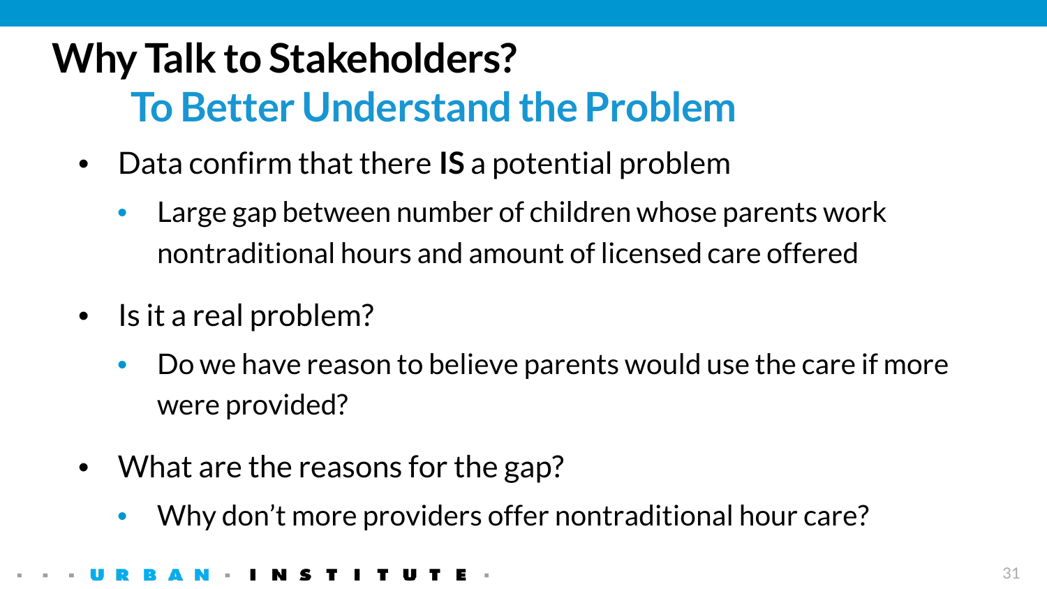# Why Talk to Stakeholders?

## To Better Understand the Problem

- Data confirm that there **IS** a potential problem
  - Large gap between number of children whose parents work nontraditional hours and amount of licensed care offered
- Is it a real problem?
  - Do we have reason to believe parents would use the care if more were provided?
- What are the reasons for the gap?
  - Why don't more providers offer nontraditional hour care?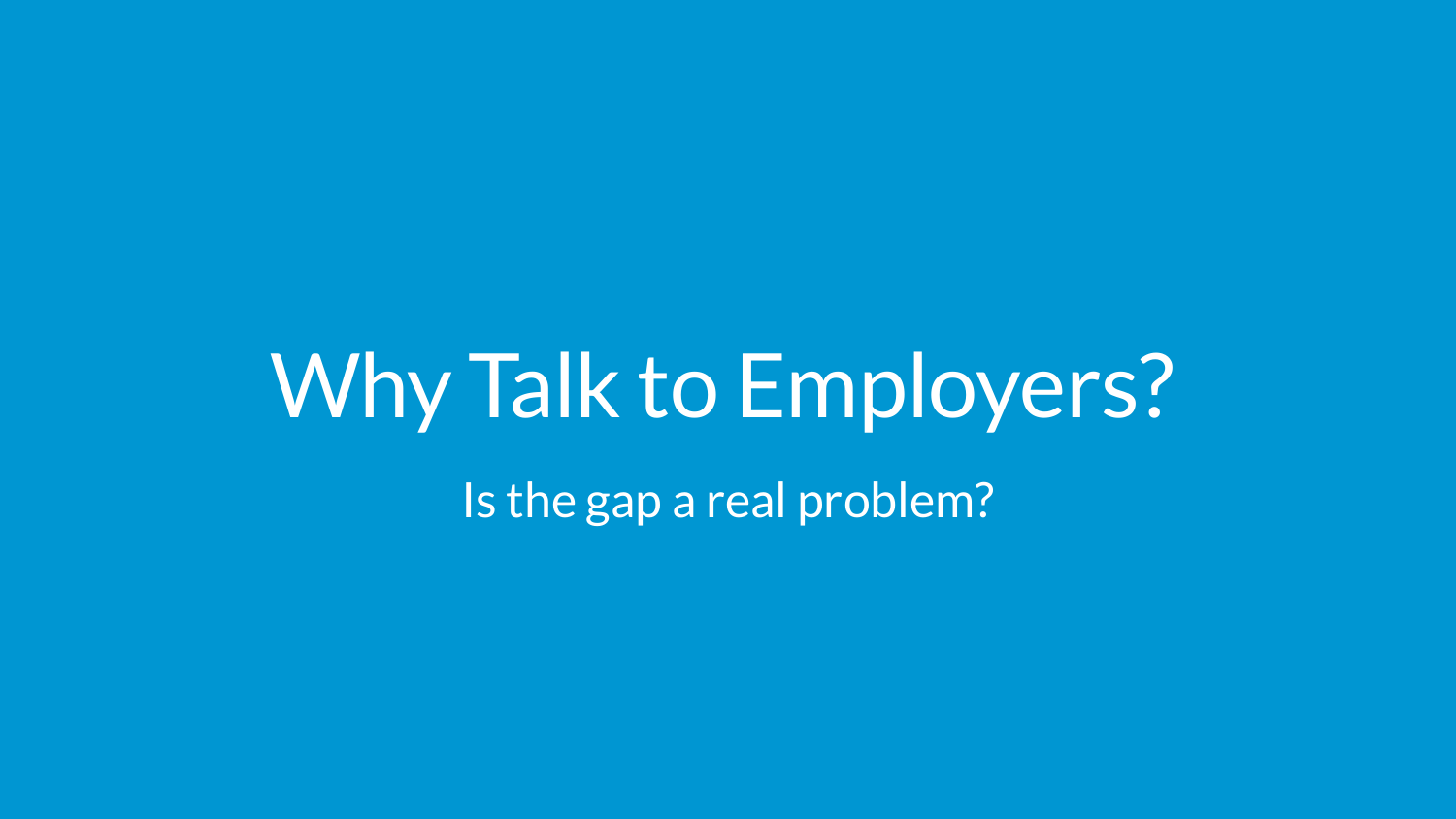# Why Talk to Employers?

Is the gap a real problem?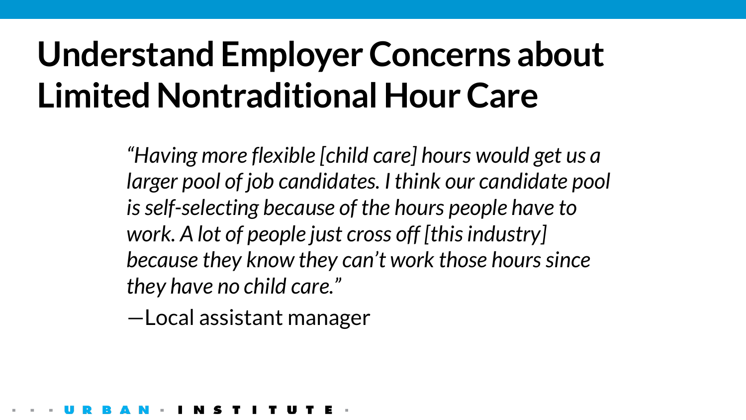# Understand Employer Concerns about Limited Nontraditional Hour Care

*"Having more flexible [child care] hours would get us a larger pool of job candidates. I think our candidate pool is self-selecting because of the hours people have to work. A lot of people just cross off [this industry] because they know they can't work those hours since they have no child care."*

—Local assistant manager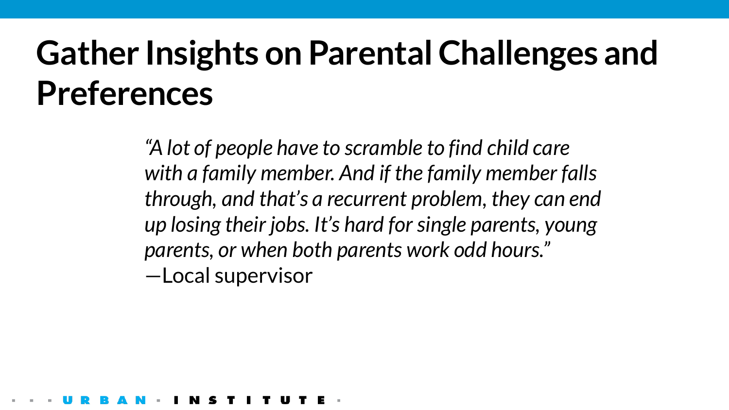# Gather Insights on Parental Challenges and Preferences

*"A lot of people have to scramble to find child care with a family member. And if the family member falls through, and that's a recurrent problem, they can end up losing their jobs. It's hard for single parents, young parents, or when both parents work odd hours."*
—Local supervisor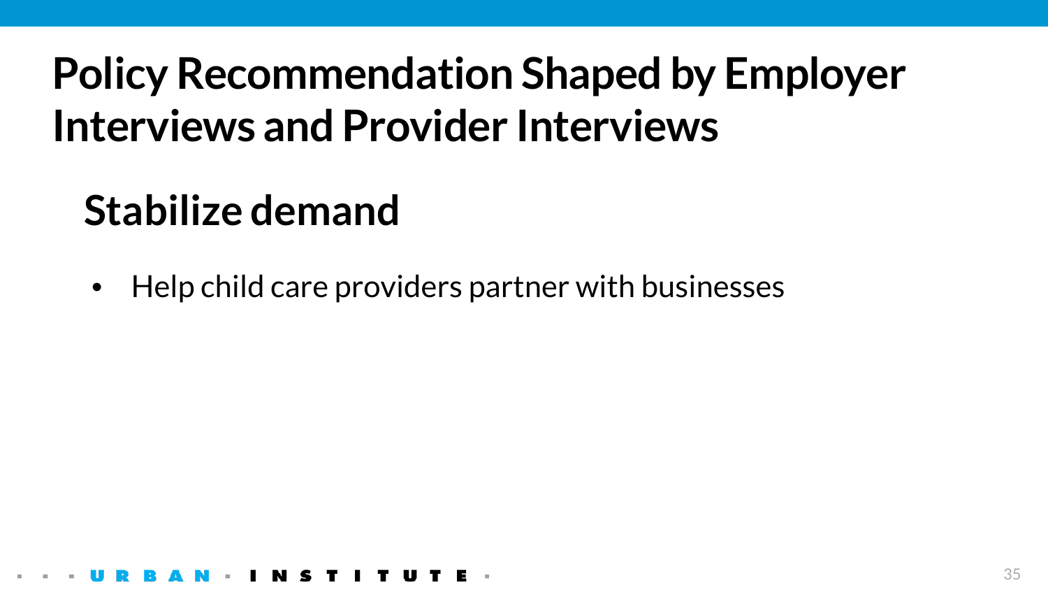# Policy Recommendation Shaped by Employer Interviews and Provider Interviews

## Stabilize demand

- Help child care providers partner with businesses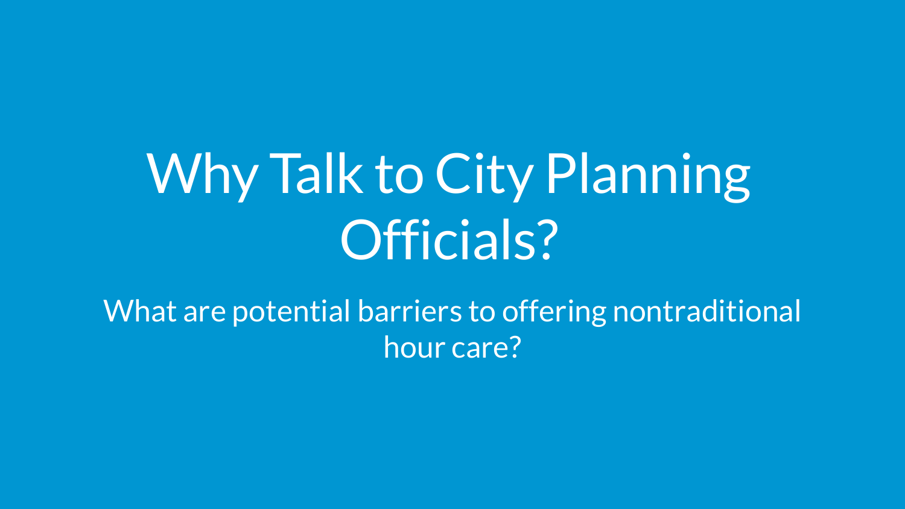# Why Talk to City Planning Officials?

What are potential barriers to offering nontraditional hour care?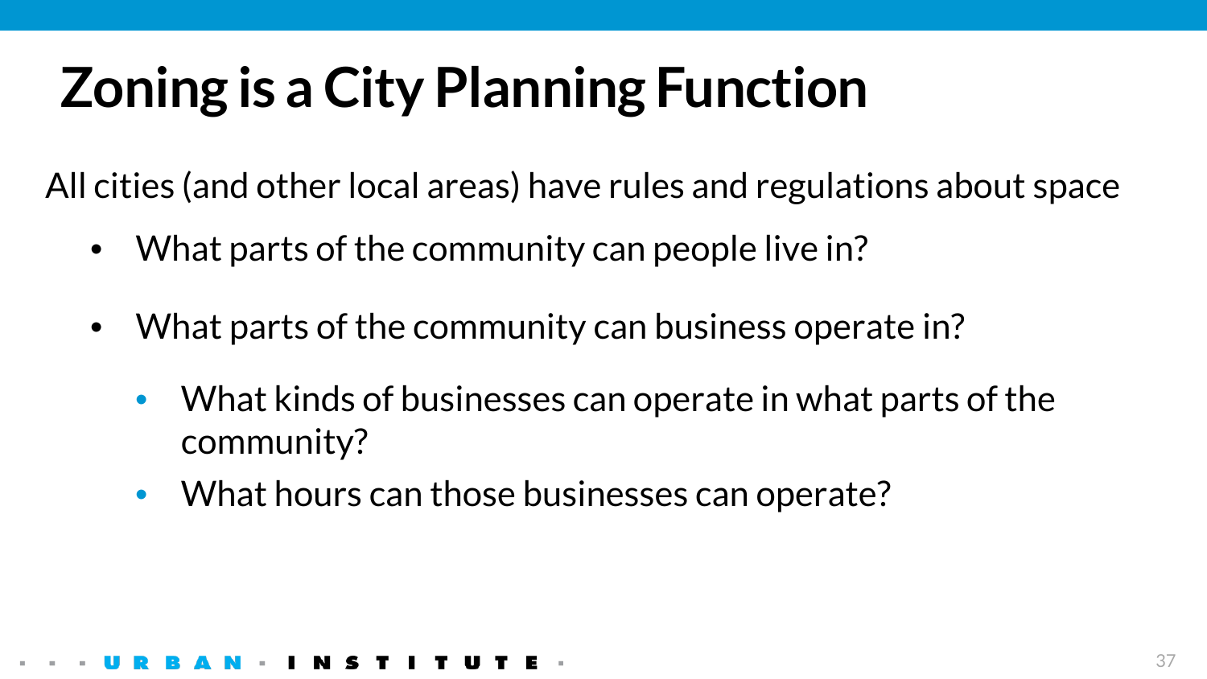# Zoning is a City Planning Function

All cities (and other local areas) have rules and regulations about space

- What parts of the community can people live in?
- What parts of the community can business operate in?
  - What kinds of businesses can operate in what parts of the community?
  - What hours can those businesses can operate?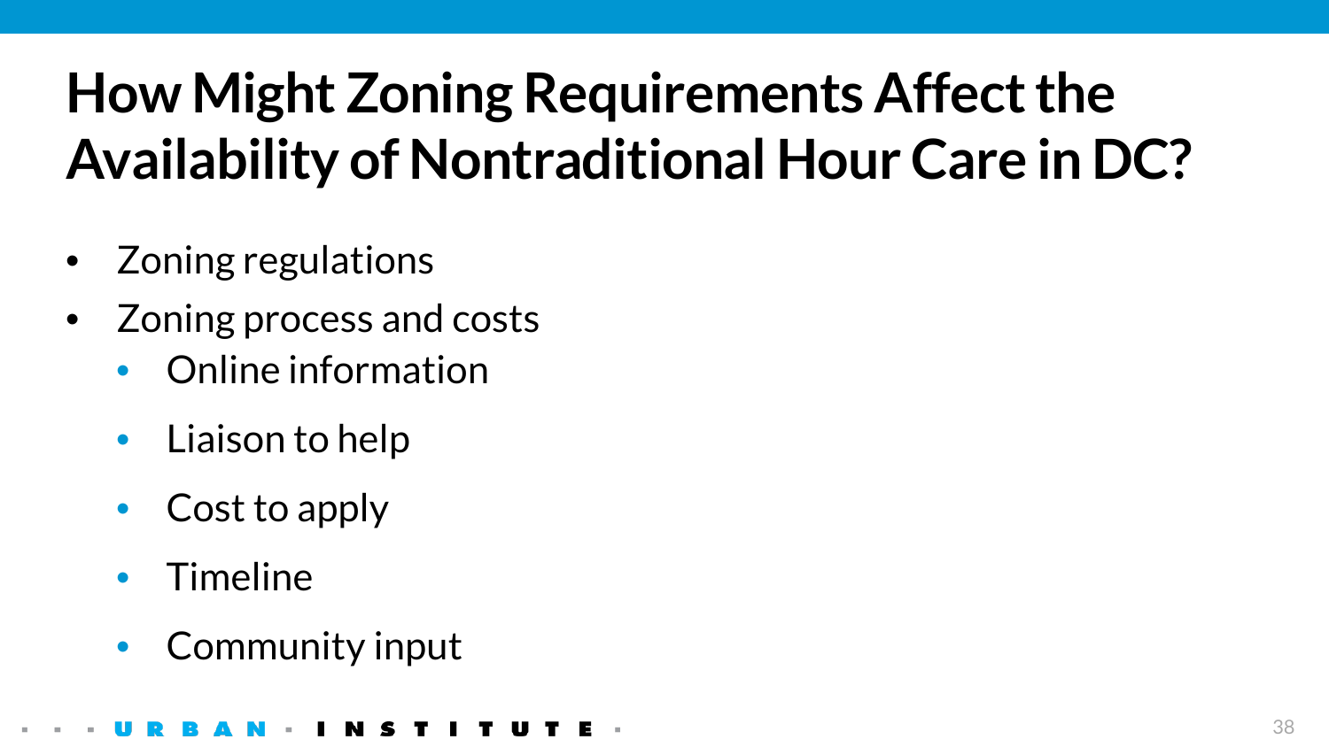# How Might Zoning Requirements Affect the Availability of Nontraditional Hour Care in DC?

- Zoning regulations
- Zoning process and costs
  - Online information
  - Liaison to help
  - Cost to apply
  - Timeline
  - Community input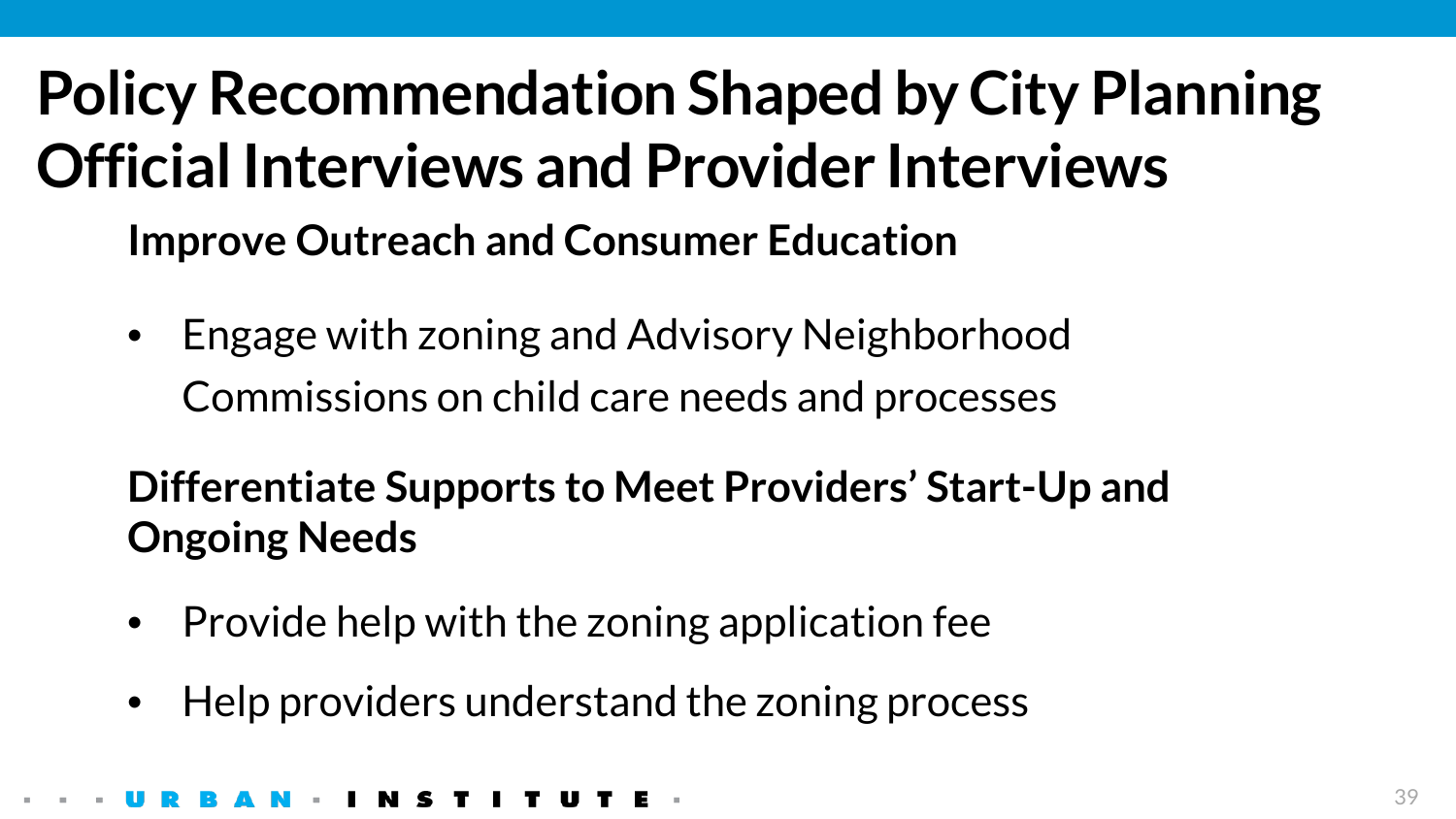# Policy Recommendation Shaped by City Planning Official Interviews and Provider Interviews

**Improve Outreach and Consumer Education**

- Engage with zoning and Advisory Neighborhood Commissions on child care needs and processes

**Differentiate Supports to Meet Providers' Start-Up and Ongoing Needs**

- Provide help with the zoning application fee
- Help providers understand the zoning process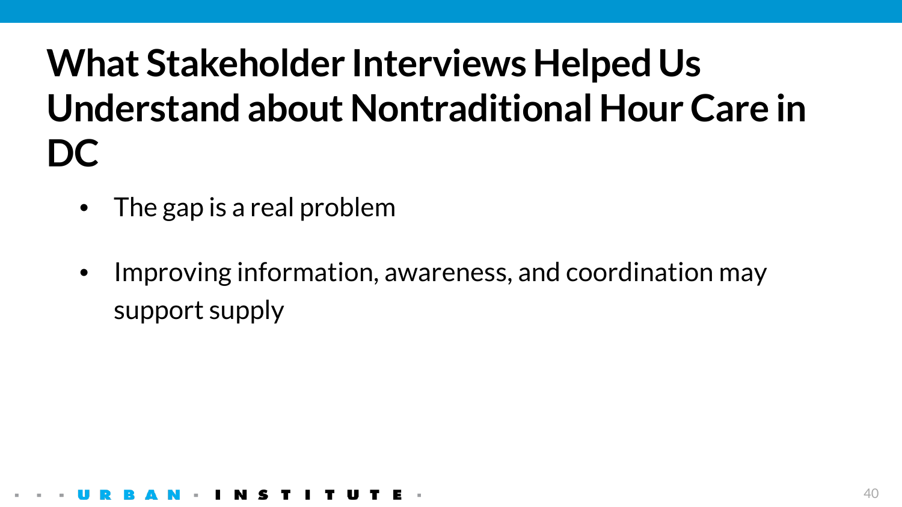# What Stakeholder Interviews Helped Us Understand about Nontraditional Hour Care in DC

- The gap is a real problem
- Improving information, awareness, and coordination may support supply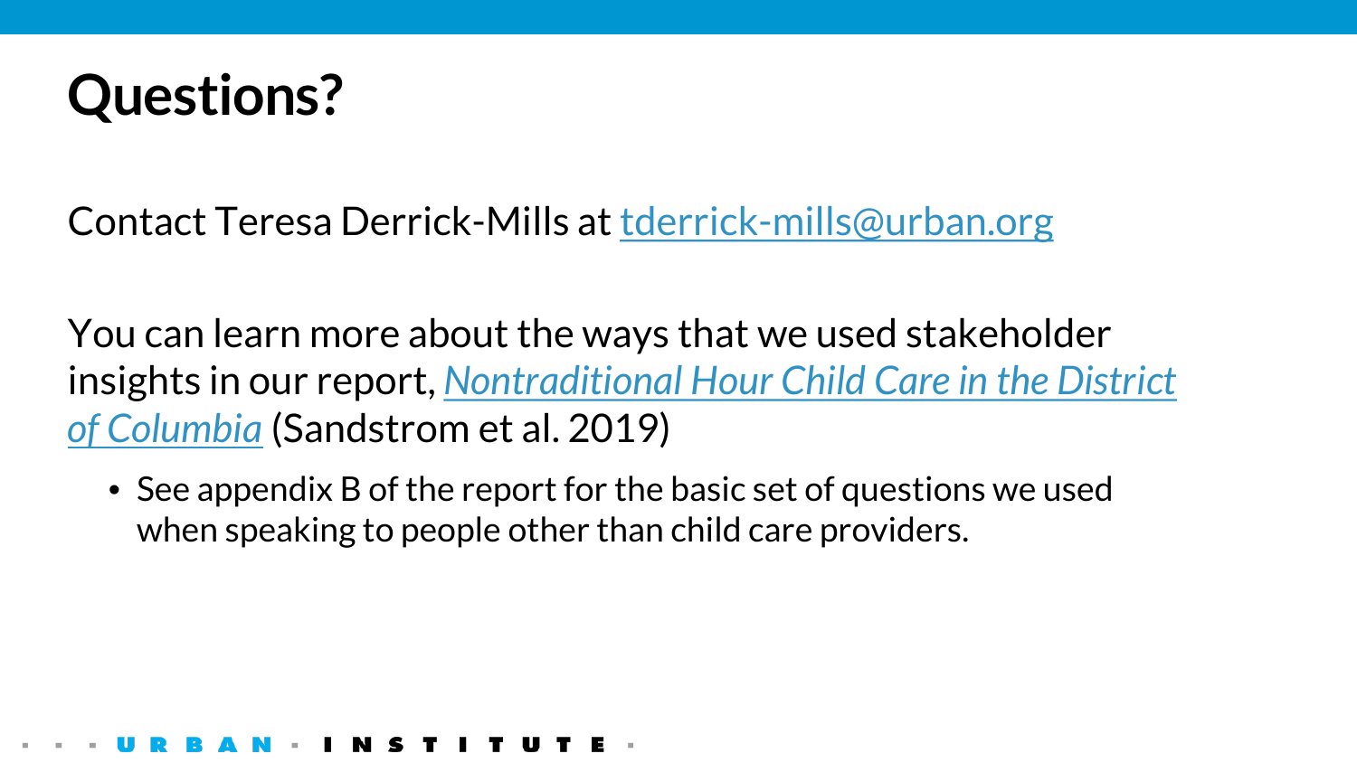# Questions?

Contact Teresa Derrick-Mills at tderrick-mills@urban.org

You can learn more about the ways that we used stakeholder insights in our report, *Nontraditional Hour Child Care in the District of Columbia* (Sandstrom et al. 2019)

- See appendix B of the report for the basic set of questions we used when speaking to people other than child care providers.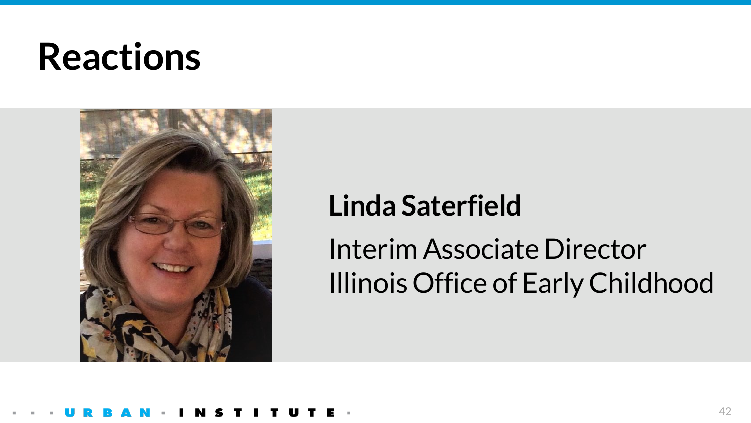# Reactions

**Linda Saterfield**

Interim Associate Director
Illinois Office of Early Childhood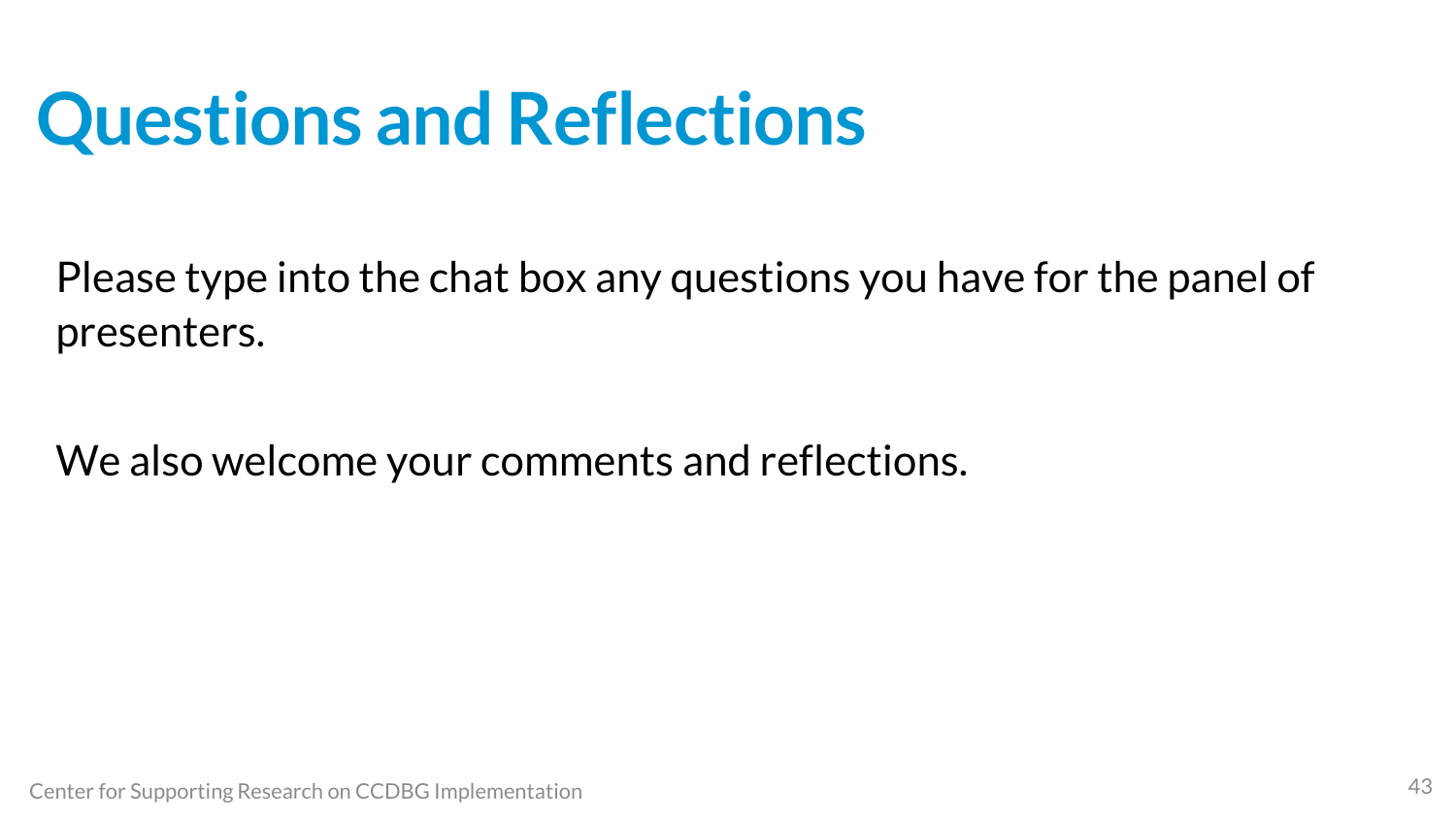# Questions and Reflections

Please type into the chat box any questions you have for the panel of presenters.

We also welcome your comments and reflections.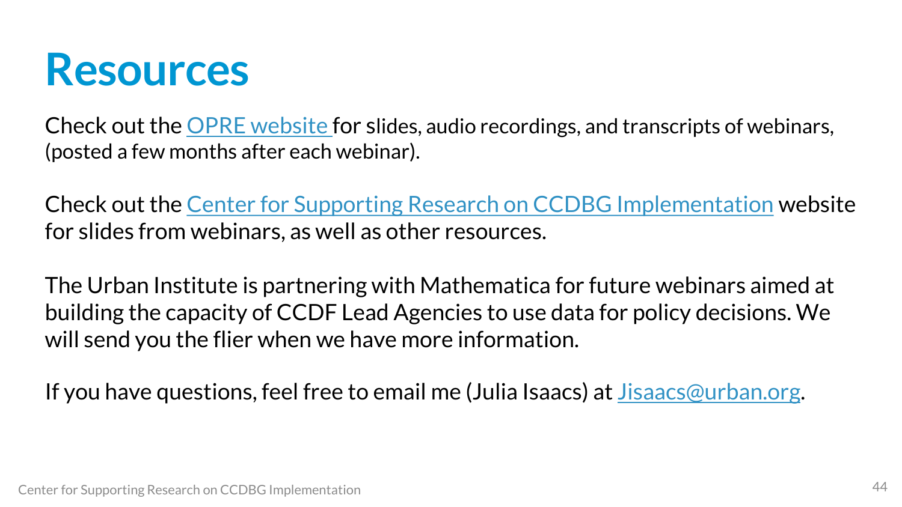# Resources

Check out the OPRE website for slides, audio recordings, and transcripts of webinars, (posted a few months after each webinar).

Check out the Center for Supporting Research on CCDBG Implementation website for slides from webinars, as well as other resources.

The Urban Institute is partnering with Mathematica for future webinars aimed at building the capacity of CCDF Lead Agencies to use data for policy decisions. We will send you the flier when we have more information.

If you have questions, feel free to email me (Julia Isaacs) at Jisaacs@urban.org.